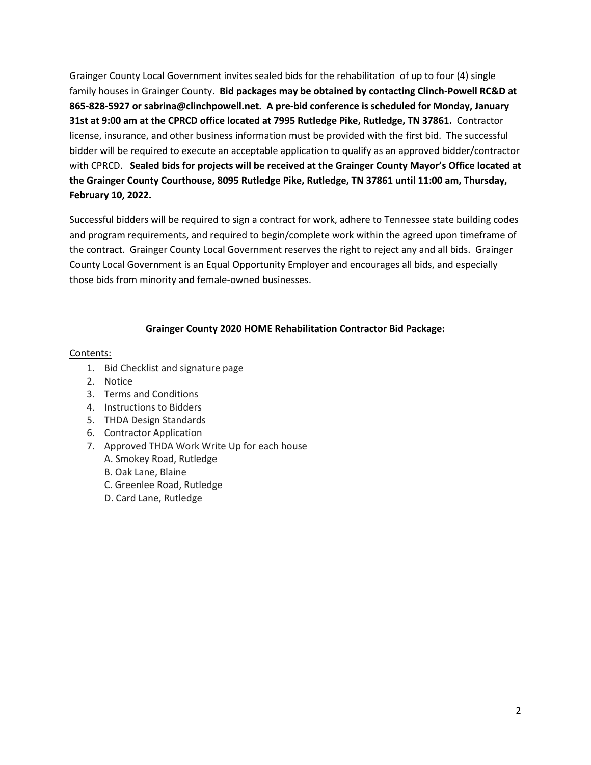Grainger County Local Government invites sealed bids for the rehabilitation of up to four (4) single family houses in Grainger County. **Bid packages may be obtained by contacting Clinch-Powell RC&D at 865-828-5927 or sabrina@clinchpowell.net. A pre-bid conference is scheduled for Monday, January 31st at 9:00 am at the CPRCD office located at 7995 Rutledge Pike, Rutledge, TN 37861.** Contractor license, insurance, and other business information must be provided with the first bid. The successful bidder will be required to execute an acceptable application to qualify as an approved bidder/contractor with CPRCD. **Sealed bids for projects will be received at the Grainger County Mayor's Office located at the Grainger County Courthouse, 8095 Rutledge Pike, Rutledge, TN 37861 until 11:00 am, Thursday, February 10, 2022.**

Successful bidders will be required to sign a contract for work, adhere to Tennessee state building codes and program requirements, and required to begin/complete work within the agreed upon timeframe of the contract. Grainger County Local Government reserves the right to reject any and all bids. Grainger County Local Government is an Equal Opportunity Employer and encourages all bids, and especially those bids from minority and female-owned businesses.

**Grainger County 2020 HOME Rehabilitation Contractor Bid Package:**

Contents:

1. Bid Checklist and signature page
2. Notice
3. Terms and Conditions
4. Instructions to Bidders
5. THDA Design Standards
6. Contractor Application
7. Approved THDA Work Write Up for each house
   A. Smokey Road, Rutledge
   B. Oak Lane, Blaine
   C. Greenlee Road, Rutledge
   D. Card Lane, Rutledge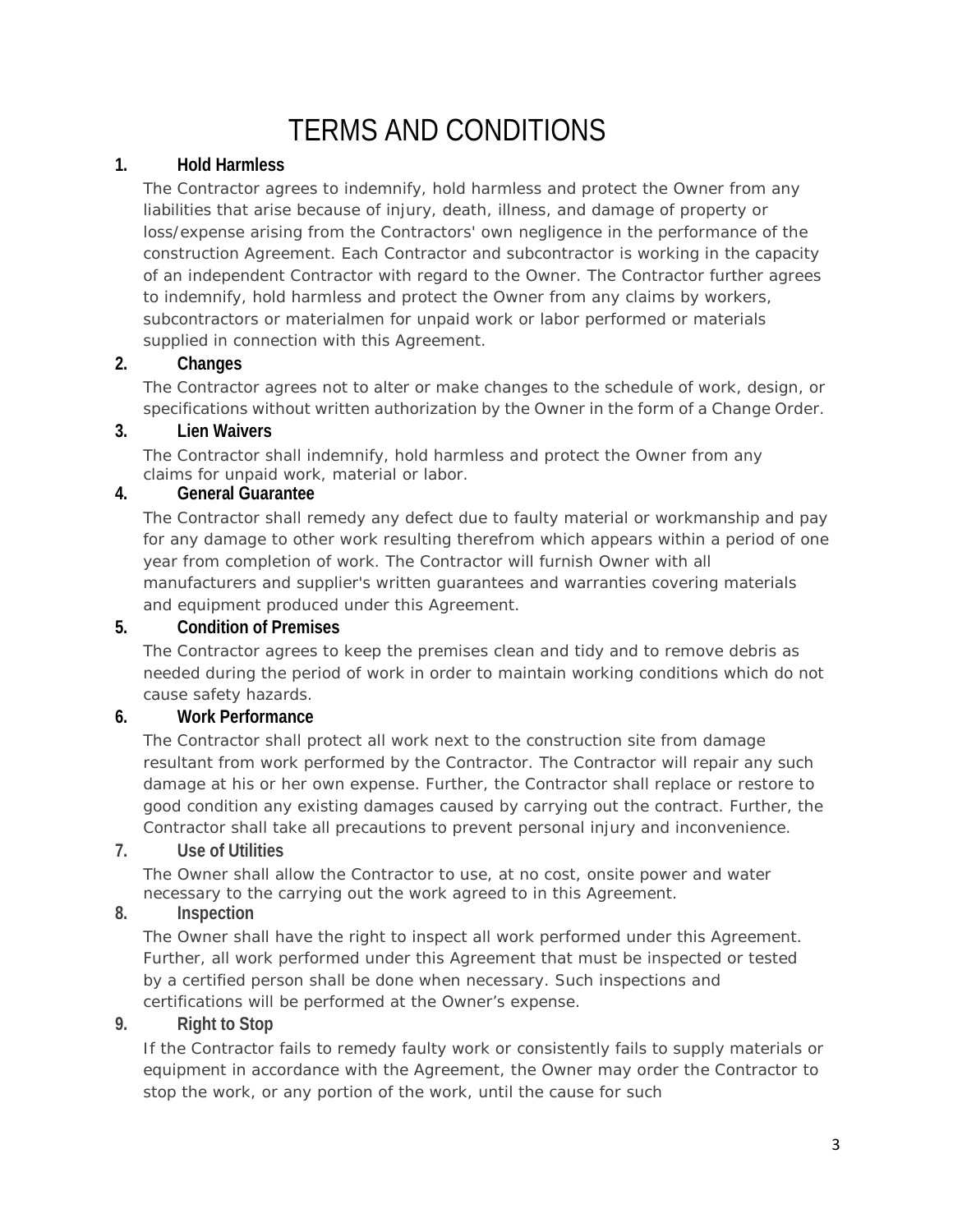# TERMS AND CONDITIONS

**1. Hold Harmless**

The Contractor agrees to indemnify, hold harmless and protect the Owner from any liabilities that arise because of injury, death, illness, and damage of property or loss/expense arising from the Contractors' own negligence in the performance of the construction Agreement. Each Contractor and subcontractor is working in the capacity of an independent Contractor with regard to the Owner. The Contractor further agrees to indemnify, hold harmless and protect the Owner from any claims by workers, subcontractors or materialmen for unpaid work or labor performed or materials supplied in connection with this Agreement.

**2. Changes**

The Contractor agrees not to alter or make changes to the schedule of work, design, or specifications without written authorization by the Owner in the form of a Change Order.

**3. Lien Waivers**

The Contractor shall indemnify, hold harmless and protect the Owner from any claims for unpaid work, material or labor.

**4. General Guarantee**

The Contractor shall remedy any defect due to faulty material or workmanship and pay for any damage to other work resulting therefrom which appears within a period of one year from completion of work. The Contractor will furnish Owner with all manufacturers and supplier's written guarantees and warranties covering materials and equipment produced under this Agreement.

**5. Condition of Premises**

The Contractor agrees to keep the premises clean and tidy and to remove debris as needed during the period of work in order to maintain working conditions which do not cause safety hazards.

**6. Work Performance**

The Contractor shall protect all work next to the construction site from damage resultant from work performed by the Contractor. The Contractor will repair any such damage at his or her own expense. Further, the Contractor shall replace or restore to good condition any existing damages caused by carrying out the contract. Further, the Contractor shall take all precautions to prevent personal injury and inconvenience.

**7. Use of Utilities**

The Owner shall allow the Contractor to use, at no cost, onsite power and water necessary to the carrying out the work agreed to in this Agreement.

**8. Inspection**

The Owner shall have the right to inspect all work performed under this Agreement. Further, all work performed under this Agreement that must be inspected or tested by a certified person shall be done when necessary. Such inspections and certifications will be performed at the Owner's expense.

**9. Right to Stop**

If the Contractor fails to remedy faulty work or consistently fails to supply materials or equipment in accordance with the Agreement, the Owner may order the Contractor to stop the work, or any portion of the work, until the cause for such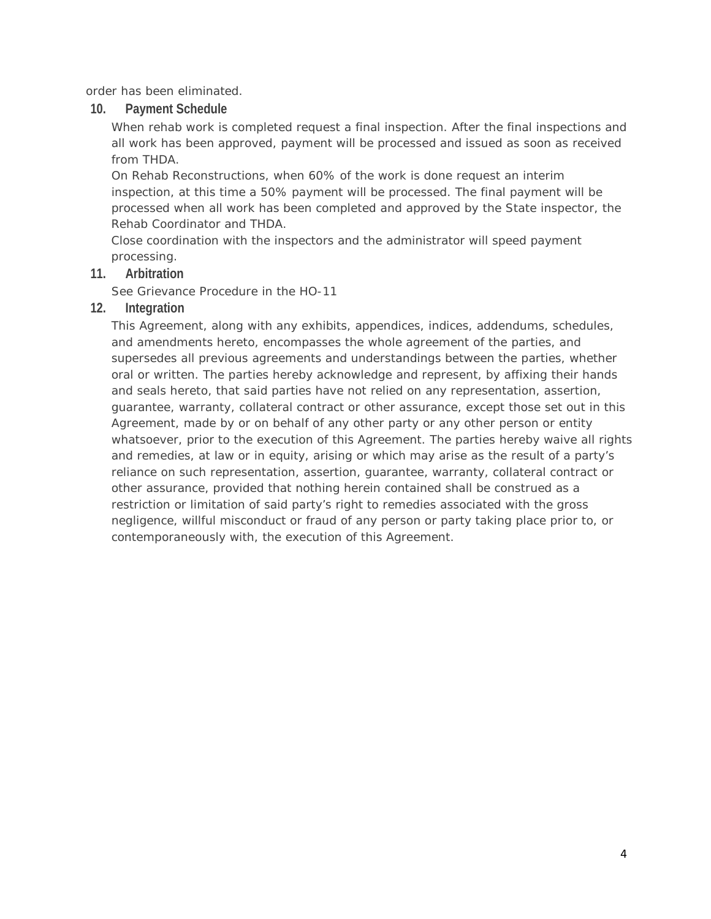order has been eliminated.

## 10. Payment Schedule

When rehab work is completed request a final inspection. After the final inspections and all work has been approved, payment will be processed and issued as soon as received from THDA.

On Rehab Reconstructions, when 60% of the work is done request an interim inspection, at this time a 50% payment will be processed. The final payment will be processed when all work has been completed and approved by the State inspector, the Rehab Coordinator and THDA.

Close coordination with the inspectors and the administrator will speed payment processing.

## 11. Arbitration

See Grievance Procedure in the HO-11

## 12. Integration

This Agreement, along with any exhibits, appendices, indices, addendums, schedules, and amendments hereto, encompasses the whole agreement of the parties, and supersedes all previous agreements and understandings between the parties, whether oral or written. The parties hereby acknowledge and represent, by affixing their hands and seals hereto, that said parties have not relied on any representation, assertion, guarantee, warranty, collateral contract or other assurance, except those set out in this Agreement, made by or on behalf of any other party or any other person or entity whatsoever, prior to the execution of this Agreement. The parties hereby waive all rights and remedies, at law or in equity, arising or which may arise as the result of a party's reliance on such representation, assertion, guarantee, warranty, collateral contract or other assurance, provided that nothing herein contained shall be construed as a restriction or limitation of said party's right to remedies associated with the gross negligence, willful misconduct or fraud of any person or party taking place prior to, or contemporaneously with, the execution of this Agreement.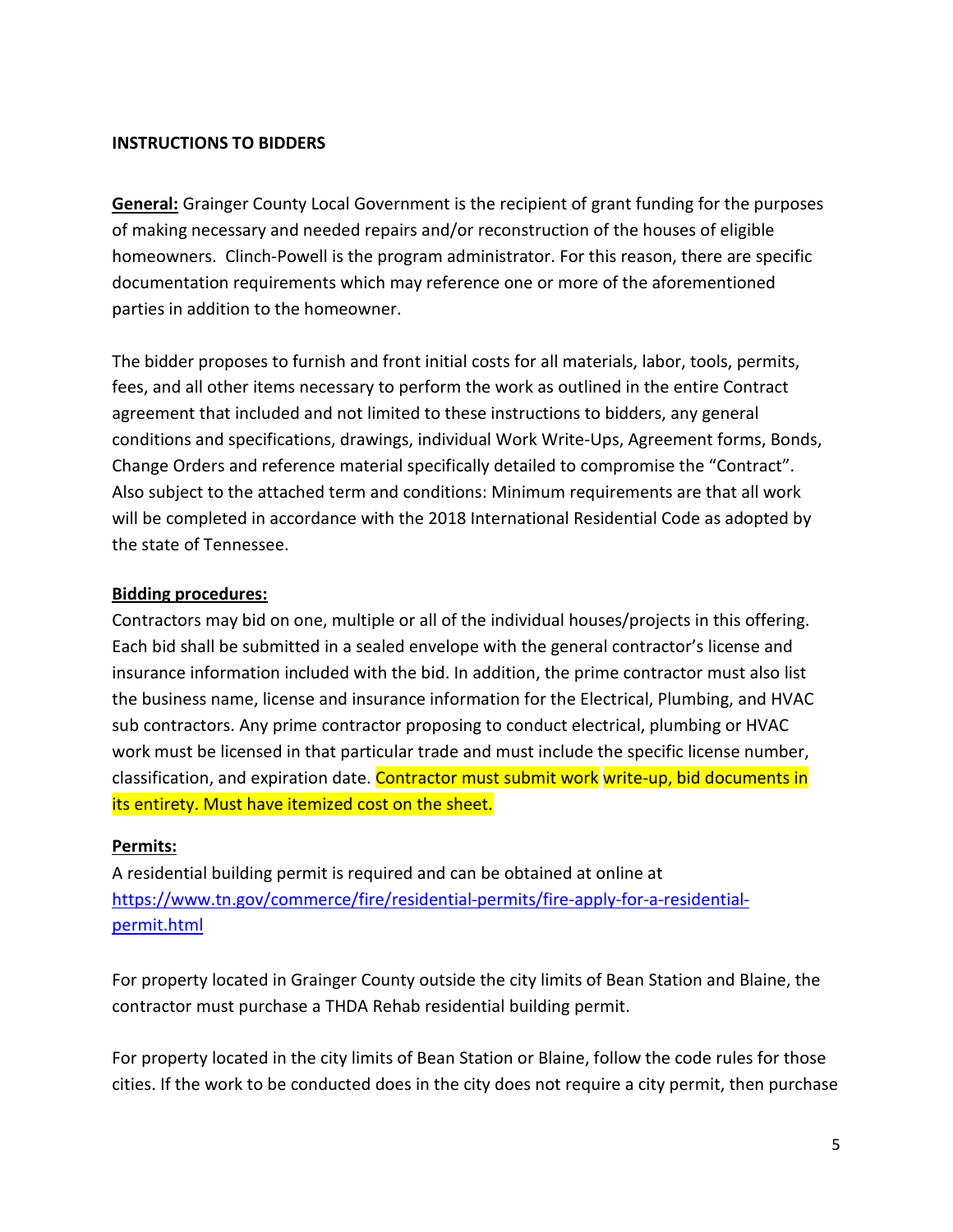**INSTRUCTIONS TO BIDDERS**

**General:** Grainger County Local Government is the recipient of grant funding for the purposes of making necessary and needed repairs and/or reconstruction of the houses of eligible homeowners. Clinch-Powell is the program administrator. For this reason, there are specific documentation requirements which may reference one or more of the aforementioned parties in addition to the homeowner.

The bidder proposes to furnish and front initial costs for all materials, labor, tools, permits, fees, and all other items necessary to perform the work as outlined in the entire Contract agreement that included and not limited to these instructions to bidders, any general conditions and specifications, drawings, individual Work Write-Ups, Agreement forms, Bonds, Change Orders and reference material specifically detailed to compromise the "Contract". Also subject to the attached term and conditions: Minimum requirements are that all work will be completed in accordance with the 2018 International Residential Code as adopted by the state of Tennessee.

**Bidding procedures:**

Contractors may bid on one, multiple or all of the individual houses/projects in this offering. Each bid shall be submitted in a sealed envelope with the general contractor's license and insurance information included with the bid. In addition, the prime contractor must also list the business name, license and insurance information for the Electrical, Plumbing, and HVAC sub contractors. Any prime contractor proposing to conduct electrical, plumbing or HVAC work must be licensed in that particular trade and must include the specific license number, classification, and expiration date. Contractor must submit work write-up, bid documents in its entirety. Must have itemized cost on the sheet.

**Permits:**

A residential building permit is required and can be obtained at online at [https://www.tn.gov/commerce/fire/residential-permits/fire-apply-for-a-residential-permit.html](https://www.tn.gov/commerce/fire/residential-permits/fire-apply-for-a-residential-permit.html)

For property located in Grainger County outside the city limits of Bean Station and Blaine, the contractor must purchase a THDA Rehab residential building permit.

For property located in the city limits of Bean Station or Blaine, follow the code rules for those cities. If the work to be conducted does in the city does not require a city permit, then purchase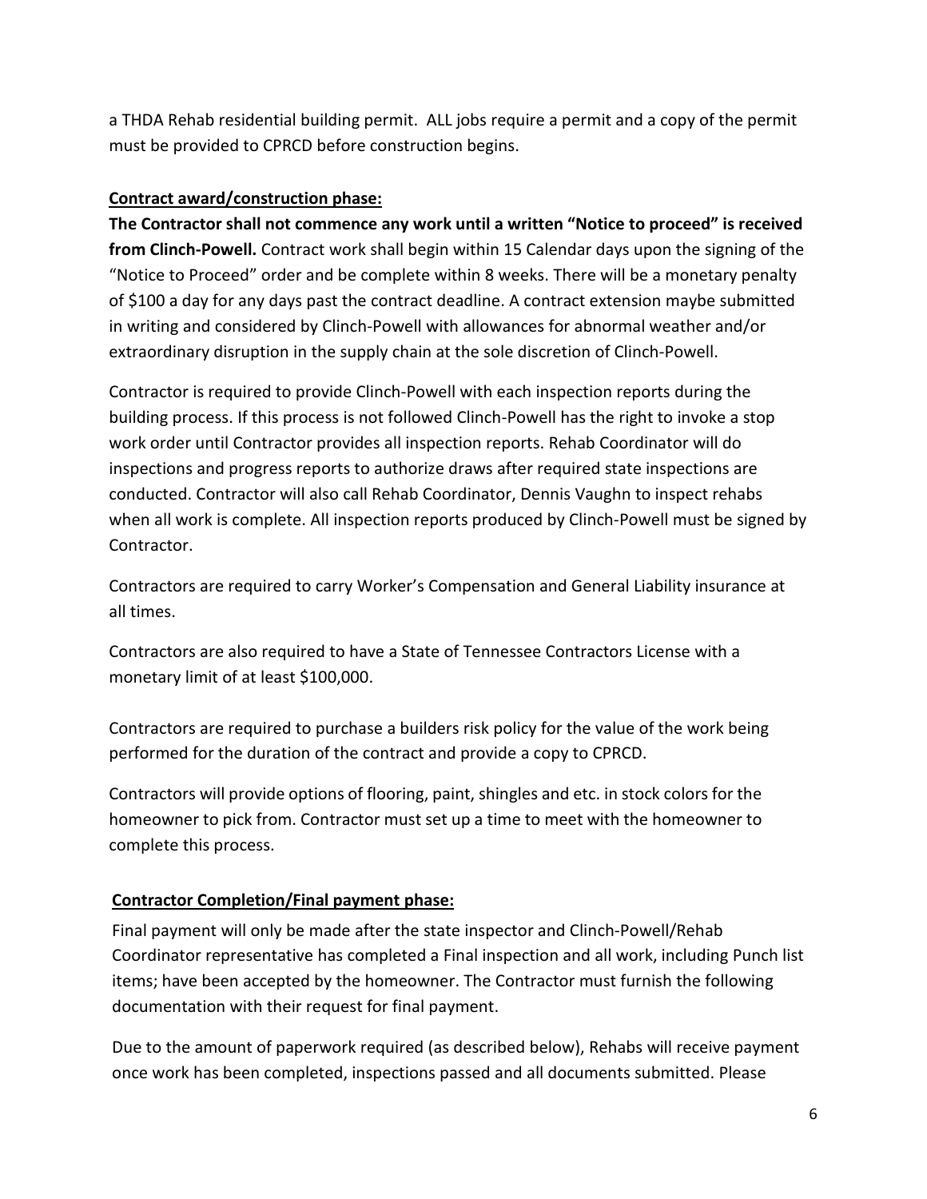a THDA Rehab residential building permit. ALL jobs require a permit and a copy of the permit must be provided to CPRCD before construction begins.

**Contract award/construction phase:**

**The Contractor shall not commence any work until a written "Notice to proceed" is received from Clinch-Powell.** Contract work shall begin within 15 Calendar days upon the signing of the "Notice to Proceed" order and be complete within 8 weeks. There will be a monetary penalty of $100 a day for any days past the contract deadline. A contract extension maybe submitted in writing and considered by Clinch-Powell with allowances for abnormal weather and/or extraordinary disruption in the supply chain at the sole discretion of Clinch-Powell.

Contractor is required to provide Clinch-Powell with each inspection reports during the building process. If this process is not followed Clinch-Powell has the right to invoke a stop work order until Contractor provides all inspection reports. Rehab Coordinator will do inspections and progress reports to authorize draws after required state inspections are conducted. Contractor will also call Rehab Coordinator, Dennis Vaughn to inspect rehabs when all work is complete. All inspection reports produced by Clinch-Powell must be signed by Contractor.

Contractors are required to carry Worker's Compensation and General Liability insurance at all times.

Contractors are also required to have a State of Tennessee Contractors License with a monetary limit of at least $100,000.

Contractors are required to purchase a builders risk policy for the value of the work being performed for the duration of the contract and provide a copy to CPRCD.

Contractors will provide options of flooring, paint, shingles and etc. in stock colors for the homeowner to pick from. Contractor must set up a time to meet with the homeowner to complete this process.

**Contractor Completion/Final payment phase:**

Final payment will only be made after the state inspector and Clinch-Powell/Rehab Coordinator representative has completed a Final inspection and all work, including Punch list items; have been accepted by the homeowner. The Contractor must furnish the following documentation with their request for final payment.

Due to the amount of paperwork required (as described below), Rehabs will receive payment once work has been completed, inspections passed and all documents submitted. Please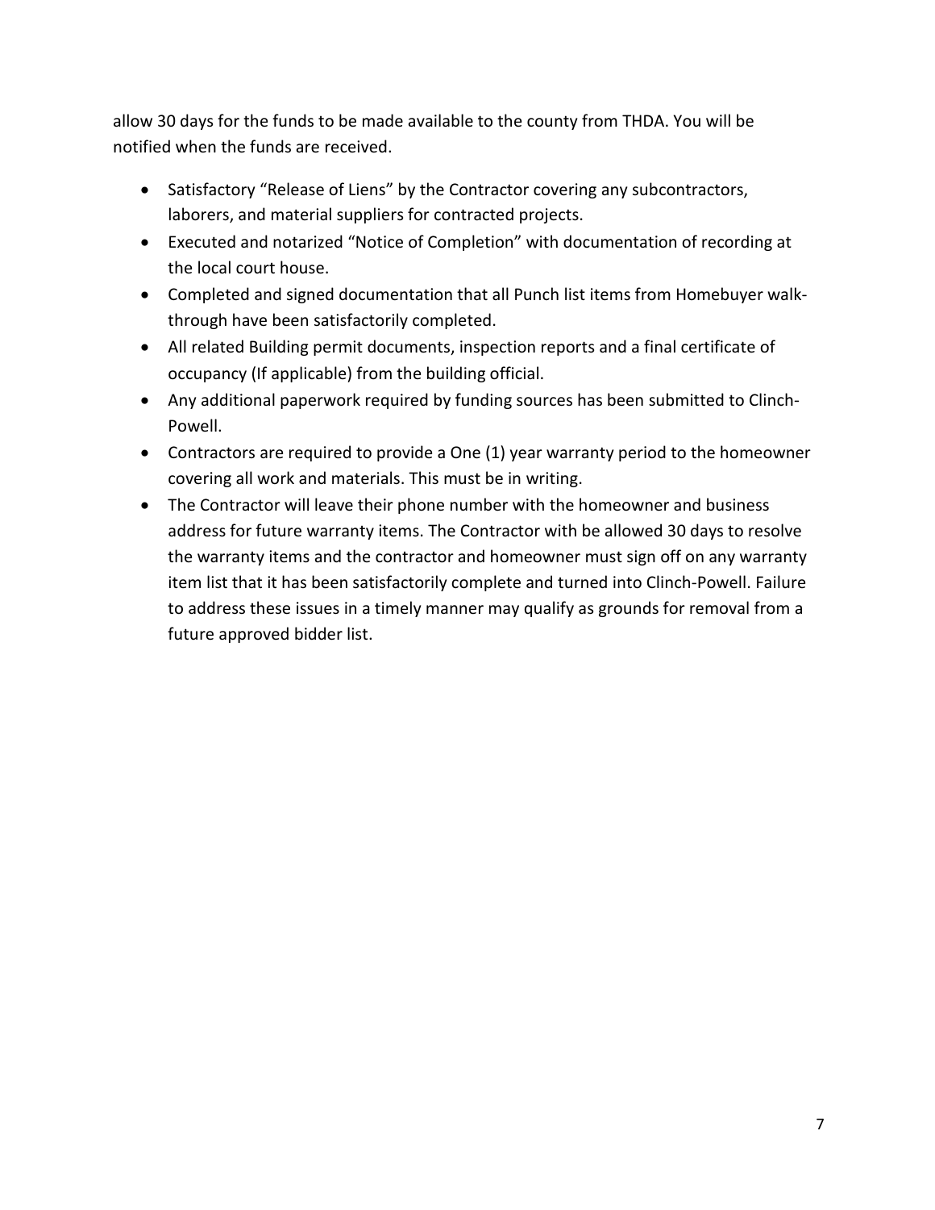allow 30 days for the funds to be made available to the county from THDA. You will be notified when the funds are received.

- Satisfactory "Release of Liens" by the Contractor covering any subcontractors, laborers, and material suppliers for contracted projects.
- Executed and notarized "Notice of Completion" with documentation of recording at the local court house.
- Completed and signed documentation that all Punch list items from Homebuyer walk-through have been satisfactorily completed.
- All related Building permit documents, inspection reports and a final certificate of occupancy (If applicable) from the building official.
- Any additional paperwork required by funding sources has been submitted to Clinch-Powell.
- Contractors are required to provide a One (1) year warranty period to the homeowner covering all work and materials. This must be in writing.
- The Contractor will leave their phone number with the homeowner and business address for future warranty items. The Contractor with be allowed 30 days to resolve the warranty items and the contractor and homeowner must sign off on any warranty item list that it has been satisfactorily complete and turned into Clinch-Powell. Failure to address these issues in a timely manner may qualify as grounds for removal from a future approved bidder list.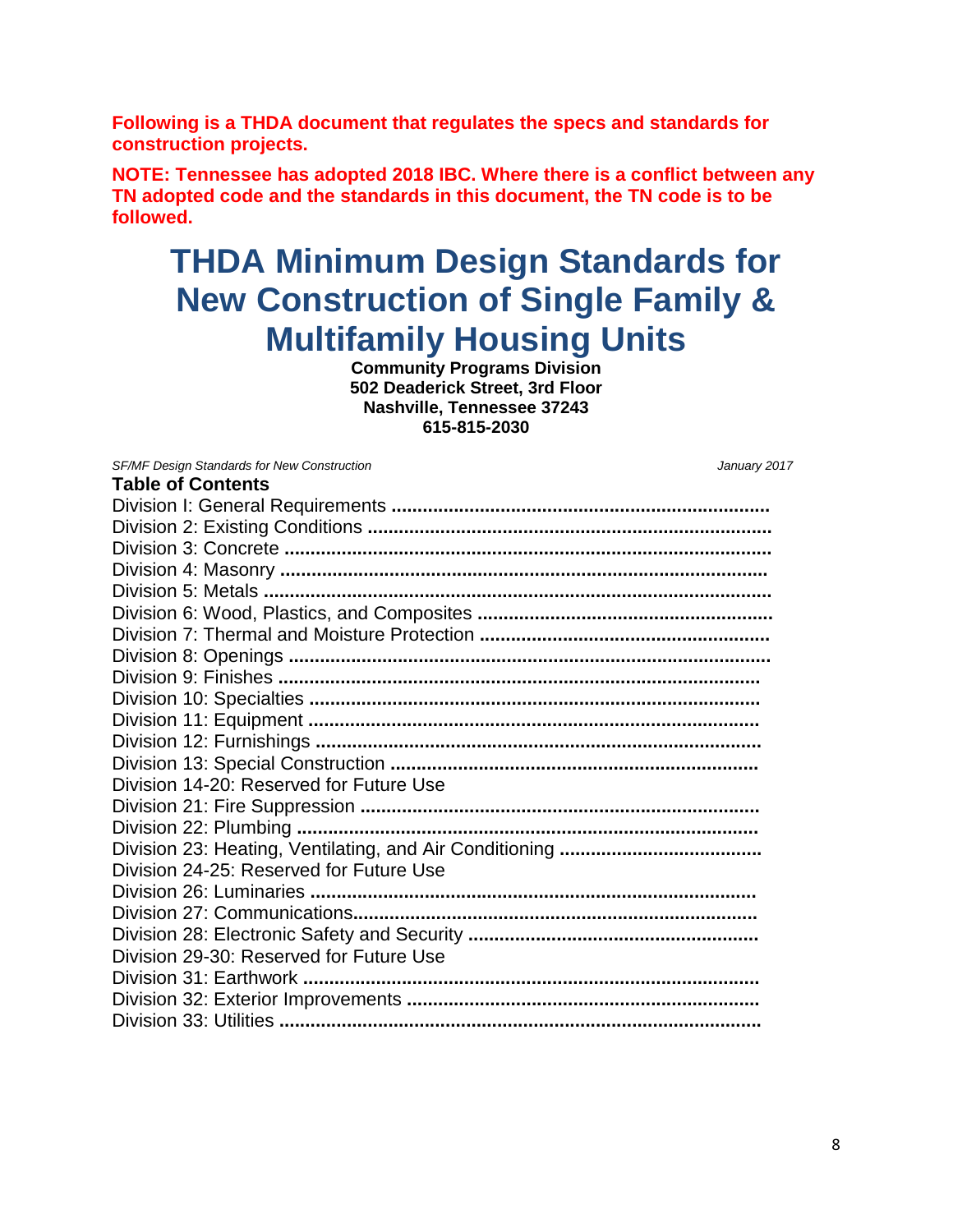**Following is a THDA document that regulates the specs and standards for construction projects.**

**NOTE: Tennessee has adopted 2018 IBC. Where there is a conflict between any TN adopted code and the standards in this document, the TN code is to be followed.**

# THDA Minimum Design Standards for New Construction of Single Family & Multifamily Housing Units

**Community Programs Division**
**502 Deaderick Street, 3rd Floor**
**Nashville, Tennessee 37243**
**615-815-2030**

*SF/MF Design Standards for New Construction* *January 2017*

## Table of Contents

Division I: General Requirements ........................................................................
Division 2: Existing Conditions ............................................................................
Division 3: Concrete ............................................................................................
Division 4: Masonry ............................................................................................
Division 5: Metals ................................................................................................
Division 6: Wood, Plastics, and Composites ........................................................
Division 7: Thermal and Moisture Protection .......................................................
Division 8: Openings ...........................................................................................
Division 9: Finishes ............................................................................................
Division 10: Specialties ......................................................................................
Division 11: Equipment .......................................................................................
Division 12: Furnishings .....................................................................................
Division 13: Special Construction ......................................................................
Division 14-20: Reserved for Future Use
Division 21: Fire Suppression ............................................................................
Division 22: Plumbing .........................................................................................
Division 23: Heating, Ventilating, and Air Conditioning .......................................
Division 24-25: Reserved for Future Use
Division 26: Luminaries .....................................................................................
Division 27: Communications.............................................................................
Division 28: Electronic Safety and Security .......................................................
Division 29-30: Reserved for Future Use
Division 31: Earthwork .......................................................................................
Division 32: Exterior Improvements ...................................................................
Division 33: Utilities ............................................................................................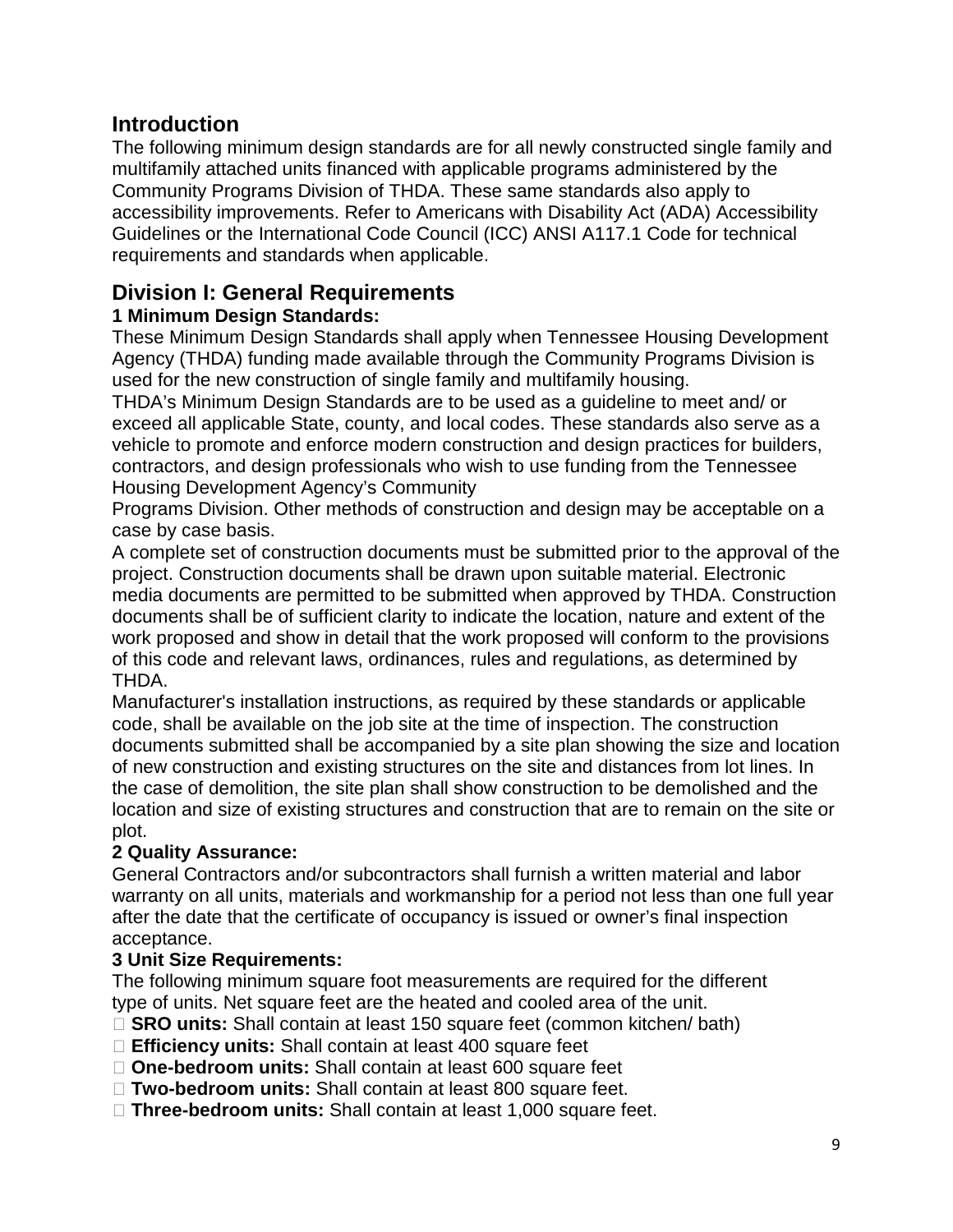## Introduction

The following minimum design standards are for all newly constructed single family and multifamily attached units financed with applicable programs administered by the Community Programs Division of THDA. These same standards also apply to accessibility improvements. Refer to Americans with Disability Act (ADA) Accessibility Guidelines or the International Code Council (ICC) ANSI A117.1 Code for technical requirements and standards when applicable.

## Division I: General Requirements

### 1 Minimum Design Standards:

These Minimum Design Standards shall apply when Tennessee Housing Development Agency (THDA) funding made available through the Community Programs Division is used for the new construction of single family and multifamily housing.

THDA's Minimum Design Standards are to be used as a guideline to meet and/ or exceed all applicable State, county, and local codes. These standards also serve as a vehicle to promote and enforce modern construction and design practices for builders, contractors, and design professionals who wish to use funding from the Tennessee Housing Development Agency's Community Programs Division. Other methods of construction and design may be acceptable on a case by case basis.

A complete set of construction documents must be submitted prior to the approval of the project. Construction documents shall be drawn upon suitable material. Electronic media documents are permitted to be submitted when approved by THDA. Construction documents shall be of sufficient clarity to indicate the location, nature and extent of the work proposed and show in detail that the work proposed will conform to the provisions of this code and relevant laws, ordinances, rules and regulations, as determined by THDA.

Manufacturer's installation instructions, as required by these standards or applicable code, shall be available on the job site at the time of inspection. The construction documents submitted shall be accompanied by a site plan showing the size and location of new construction and existing structures on the site and distances from lot lines. In the case of demolition, the site plan shall show construction to be demolished and the location and size of existing structures and construction that are to remain on the site or plot.

### 2 Quality Assurance:

General Contractors and/or subcontractors shall furnish a written material and labor warranty on all units, materials and workmanship for a period not less than one full year after the date that the certificate of occupancy is issued or owner's final inspection acceptance.

### 3 Unit Size Requirements:

The following minimum square foot measurements are required for the different type of units. Net square feet are the heated and cooled area of the unit.

- **SRO units:** Shall contain at least 150 square feet (common kitchen/ bath)
- **Efficiency units:** Shall contain at least 400 square feet
- **One-bedroom units:** Shall contain at least 600 square feet
- **Two-bedroom units:** Shall contain at least 800 square feet.
- **Three-bedroom units:** Shall contain at least 1,000 square feet.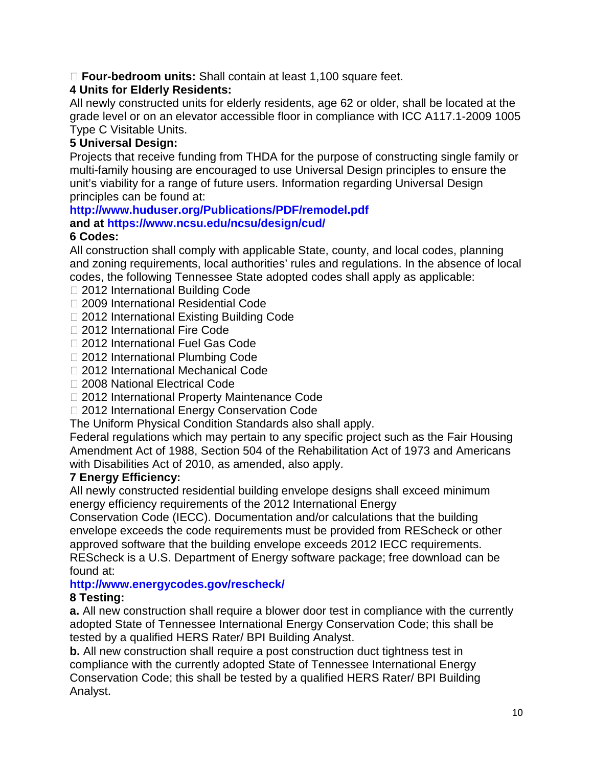- **Four-bedroom units:** Shall contain at least 1,100 square feet.

**4 Units for Elderly Residents:**

All newly constructed units for elderly residents, age 62 or older, shall be located at the grade level or on an elevator accessible floor in compliance with ICC A117.1-2009 1005 Type C Visitable Units.

**5 Universal Design:**

Projects that receive funding from THDA for the purpose of constructing single family or multi-family housing are encouraged to use Universal Design principles to ensure the unit's viability for a range of future users. Information regarding Universal Design principles can be found at:

**http://www.huduser.org/Publications/PDF/remodel.pdf**
**and at https://www.ncsu.edu/ncsu/design/cud/**

**6 Codes:**

All construction shall comply with applicable State, county, and local codes, planning and zoning requirements, local authorities' rules and regulations. In the absence of local codes, the following Tennessee State adopted codes shall apply as applicable:

- 2012 International Building Code
- 2009 International Residential Code
- 2012 International Existing Building Code
- 2012 International Fire Code
- 2012 International Fuel Gas Code
- 2012 International Plumbing Code
- 2012 International Mechanical Code
- 2008 National Electrical Code
- 2012 International Property Maintenance Code
- 2012 International Energy Conservation Code

The Uniform Physical Condition Standards also shall apply.

Federal regulations which may pertain to any specific project such as the Fair Housing Amendment Act of 1988, Section 504 of the Rehabilitation Act of 1973 and Americans with Disabilities Act of 2010, as amended, also apply.

**7 Energy Efficiency:**

All newly constructed residential building envelope designs shall exceed minimum energy efficiency requirements of the 2012 International Energy Conservation Code (IECC). Documentation and/or calculations that the building envelope exceeds the code requirements must be provided from REScheck or other approved software that the building envelope exceeds 2012 IECC requirements. REScheck is a U.S. Department of Energy software package; free download can be found at:

**http://www.energycodes.gov/rescheck/**

**8 Testing:**

**a.** All new construction shall require a blower door test in compliance with the currently adopted State of Tennessee International Energy Conservation Code; this shall be tested by a qualified HERS Rater/ BPI Building Analyst.

**b.** All new construction shall require a post construction duct tightness test in compliance with the currently adopted State of Tennessee International Energy Conservation Code; this shall be tested by a qualified HERS Rater/ BPI Building Analyst.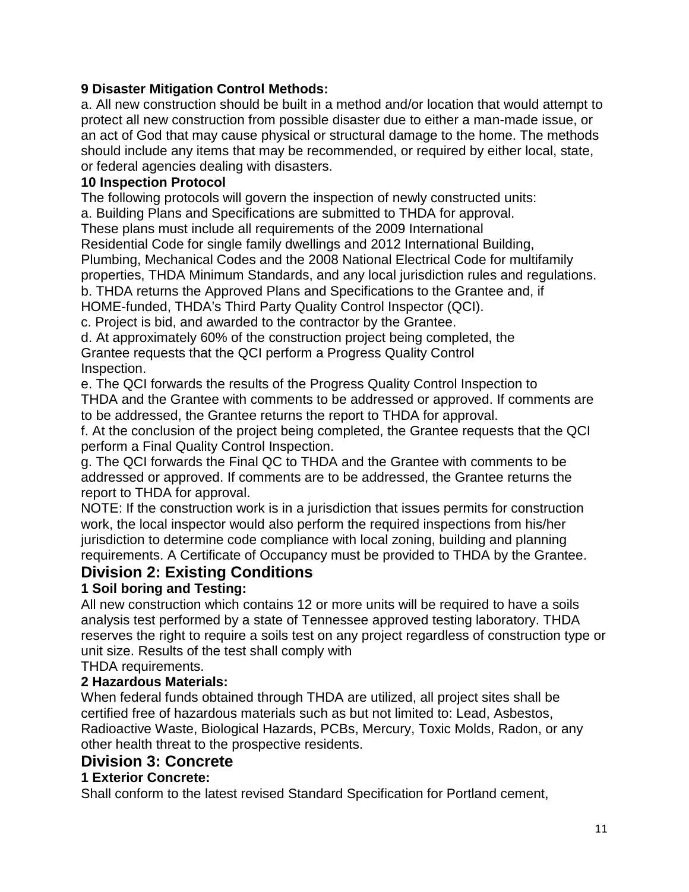**9 Disaster Mitigation Control Methods:**

a. All new construction should be built in a method and/or location that would attempt to protect all new construction from possible disaster due to either a man-made issue, or an act of God that may cause physical or structural damage to the home. The methods should include any items that may be recommended, or required by either local, state, or federal agencies dealing with disasters.

**10 Inspection Protocol**

The following protocols will govern the inspection of newly constructed units:

a. Building Plans and Specifications are submitted to THDA for approval. These plans must include all requirements of the 2009 International Residential Code for single family dwellings and 2012 International Building, Plumbing, Mechanical Codes and the 2008 National Electrical Code for multifamily properties, THDA Minimum Standards, and any local jurisdiction rules and regulations.

b. THDA returns the Approved Plans and Specifications to the Grantee and, if HOME-funded, THDA's Third Party Quality Control Inspector (QCI).

c. Project is bid, and awarded to the contractor by the Grantee.

d. At approximately 60% of the construction project being completed, the Grantee requests that the QCI perform a Progress Quality Control Inspection.

e. The QCI forwards the results of the Progress Quality Control Inspection to THDA and the Grantee with comments to be addressed or approved. If comments are to be addressed, the Grantee returns the report to THDA for approval.

f. At the conclusion of the project being completed, the Grantee requests that the QCI perform a Final Quality Control Inspection.

g. The QCI forwards the Final QC to THDA and the Grantee with comments to be addressed or approved. If comments are to be addressed, the Grantee returns the report to THDA for approval.

NOTE: If the construction work is in a jurisdiction that issues permits for construction work, the local inspector would also perform the required inspections from his/her jurisdiction to determine code compliance with local zoning, building and planning requirements. A Certificate of Occupancy must be provided to THDA by the Grantee.

## Division 2: Existing Conditions

**1 Soil boring and Testing:**

All new construction which contains 12 or more units will be required to have a soils analysis test performed by a state of Tennessee approved testing laboratory. THDA reserves the right to require a soils test on any project regardless of construction type or unit size. Results of the test shall comply with THDA requirements.

**2 Hazardous Materials:**

When federal funds obtained through THDA are utilized, all project sites shall be certified free of hazardous materials such as but not limited to: Lead, Asbestos, Radioactive Waste, Biological Hazards, PCBs, Mercury, Toxic Molds, Radon, or any other health threat to the prospective residents.

## Division 3: Concrete

**1 Exterior Concrete:**

Shall conform to the latest revised Standard Specification for Portland cement,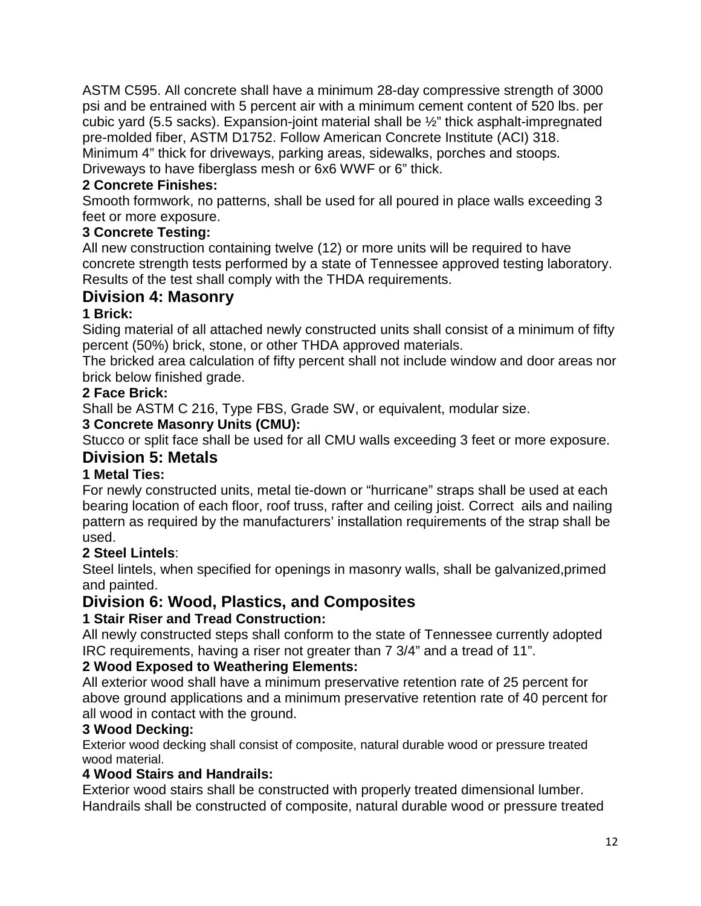ASTM C595. All concrete shall have a minimum 28-day compressive strength of 3000 psi and be entrained with 5 percent air with a minimum cement content of 520 lbs. per cubic yard (5.5 sacks). Expansion-joint material shall be ½" thick asphalt-impregnated pre-molded fiber, ASTM D1752. Follow American Concrete Institute (ACI) 318. Minimum 4" thick for driveways, parking areas, sidewalks, porches and stoops. Driveways to have fiberglass mesh or 6x6 WWF or 6" thick.

**2 Concrete Finishes:**

Smooth formwork, no patterns, shall be used for all poured in place walls exceeding 3 feet or more exposure.

**3 Concrete Testing:**

All new construction containing twelve (12) or more units will be required to have concrete strength tests performed by a state of Tennessee approved testing laboratory. Results of the test shall comply with the THDA requirements.

## Division 4: Masonry

**1 Brick:**

Siding material of all attached newly constructed units shall consist of a minimum of fifty percent (50%) brick, stone, or other THDA approved materials.

The bricked area calculation of fifty percent shall not include window and door areas nor brick below finished grade.

**2 Face Brick:**

Shall be ASTM C 216, Type FBS, Grade SW, or equivalent, modular size.

**3 Concrete Masonry Units (CMU):**

Stucco or split face shall be used for all CMU walls exceeding 3 feet or more exposure.

## Division 5: Metals

**1 Metal Ties:**

For newly constructed units, metal tie-down or "hurricane" straps shall be used at each bearing location of each floor, roof truss, rafter and ceiling joist. Correct ails and nailing pattern as required by the manufacturers' installation requirements of the strap shall be used.

**2 Steel Lintels**:

Steel lintels, when specified for openings in masonry walls, shall be galvanized,primed and painted.

## Division 6: Wood, Plastics, and Composites

**1 Stair Riser and Tread Construction:**

All newly constructed steps shall conform to the state of Tennessee currently adopted IRC requirements, having a riser not greater than 7 3/4" and a tread of 11".

**2 Wood Exposed to Weathering Elements:**

All exterior wood shall have a minimum preservative retention rate of 25 percent for above ground applications and a minimum preservative retention rate of 40 percent for all wood in contact with the ground.

**3 Wood Decking:**

Exterior wood decking shall consist of composite, natural durable wood or pressure treated wood material.

**4 Wood Stairs and Handrails:**

Exterior wood stairs shall be constructed with properly treated dimensional lumber. Handrails shall be constructed of composite, natural durable wood or pressure treated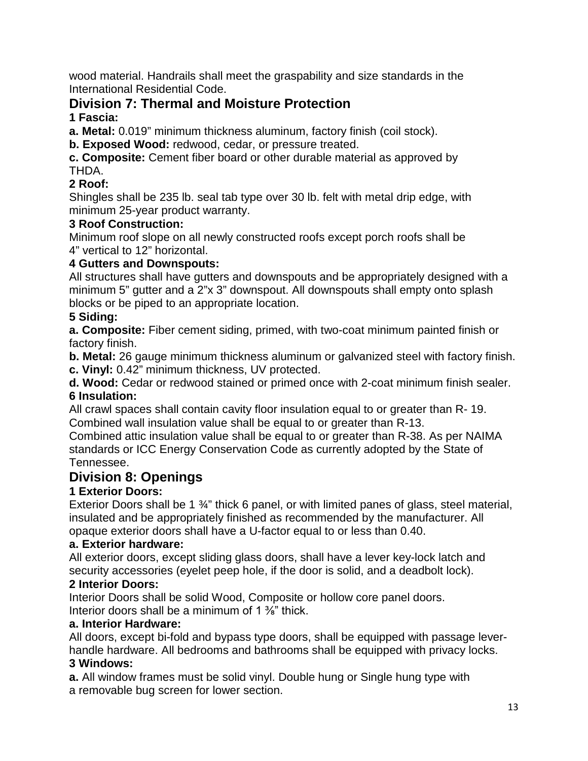wood material. Handrails shall meet the graspability and size standards in the International Residential Code.

## Division 7: Thermal and Moisture Protection

### 1 Fascia:

**a. Metal:** 0.019” minimum thickness aluminum, factory finish (coil stock).

**b. Exposed Wood:** redwood, cedar, or pressure treated.

**c. Composite:** Cement fiber board or other durable material as approved by THDA.

### 2 Roof:

Shingles shall be 235 lb. seal tab type over 30 lb. felt with metal drip edge, with minimum 25-year product warranty.

### 3 Roof Construction:

Minimum roof slope on all newly constructed roofs except porch roofs shall be 4” vertical to 12” horizontal.

### 4 Gutters and Downspouts:

All structures shall have gutters and downspouts and be appropriately designed with a minimum 5” gutter and a 2”x 3” downspout. All downspouts shall empty onto splash blocks or be piped to an appropriate location.

### 5 Siding:

**a. Composite:** Fiber cement siding, primed, with two-coat minimum painted finish or factory finish.

**b. Metal:** 26 gauge minimum thickness aluminum or galvanized steel with factory finish.

**c. Vinyl:** 0.42” minimum thickness, UV protected.

**d. Wood:** Cedar or redwood stained or primed once with 2-coat minimum finish sealer.

### 6 Insulation:

All crawl spaces shall contain cavity floor insulation equal to or greater than R- 19.
Combined wall insulation value shall be equal to or greater than R-13.
Combined attic insulation value shall be equal to or greater than R-38. As per NAIMA standards or ICC Energy Conservation Code as currently adopted by the State of Tennessee.

## Division 8: Openings

### 1 Exterior Doors:

Exterior Doors shall be 1 ¾” thick 6 panel, or with limited panes of glass, steel material, insulated and be appropriately finished as recommended by the manufacturer. All opaque exterior doors shall have a U-factor equal to or less than 0.40.

#### a. Exterior hardware:

All exterior doors, except sliding glass doors, shall have a lever key-lock latch and security accessories (eyelet peep hole, if the door is solid, and a deadbolt lock).

### 2 Interior Doors:

Interior Doors shall be solid Wood, Composite or hollow core panel doors.
Interior doors shall be a minimum of 1 ⅜” thick.

#### a. Interior Hardware:

All doors, except bi-fold and bypass type doors, shall be equipped with passage lever-handle hardware. All bedrooms and bathrooms shall be equipped with privacy locks.

### 3 Windows:

**a.** All window frames must be solid vinyl. Double hung or Single hung type with a removable bug screen for lower section.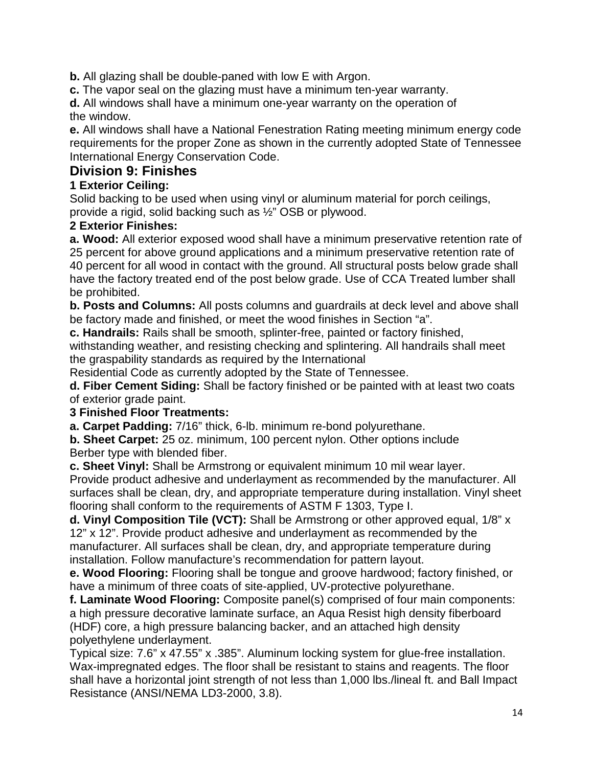**b.** All glazing shall be double-paned with low E with Argon.

**c.** The vapor seal on the glazing must have a minimum ten-year warranty.

**d.** All windows shall have a minimum one-year warranty on the operation of the window.

**e.** All windows shall have a National Fenestration Rating meeting minimum energy code requirements for the proper Zone as shown in the currently adopted State of Tennessee International Energy Conservation Code.

## Division 9: Finishes

### 1 Exterior Ceiling:

Solid backing to be used when using vinyl or aluminum material for porch ceilings, provide a rigid, solid backing such as ½" OSB or plywood.

### 2 Exterior Finishes:

**a. Wood:** All exterior exposed wood shall have a minimum preservative retention rate of 25 percent for above ground applications and a minimum preservative retention rate of 40 percent for all wood in contact with the ground. All structural posts below grade shall have the factory treated end of the post below grade. Use of CCA Treated lumber shall be prohibited.

**b. Posts and Columns:** All posts columns and guardrails at deck level and above shall be factory made and finished, or meet the wood finishes in Section "a".

**c. Handrails:** Rails shall be smooth, splinter-free, painted or factory finished, withstanding weather, and resisting checking and splintering. All handrails shall meet the graspability standards as required by the International Residential Code as currently adopted by the State of Tennessee.

**d. Fiber Cement Siding:** Shall be factory finished or be painted with at least two coats of exterior grade paint.

### 3 Finished Floor Treatments:

**a. Carpet Padding:** 7/16" thick, 6-lb. minimum re-bond polyurethane.

**b. Sheet Carpet:** 25 oz. minimum, 100 percent nylon. Other options include Berber type with blended fiber.

**c. Sheet Vinyl:** Shall be Armstrong or equivalent minimum 10 mil wear layer. Provide product adhesive and underlayment as recommended by the manufacturer. All surfaces shall be clean, dry, and appropriate temperature during installation. Vinyl sheet flooring shall conform to the requirements of ASTM F 1303, Type I.

**d. Vinyl Composition Tile (VCT):** Shall be Armstrong or other approved equal, 1/8" x 12" x 12". Provide product adhesive and underlayment as recommended by the manufacturer. All surfaces shall be clean, dry, and appropriate temperature during installation. Follow manufacture's recommendation for pattern layout.

**e. Wood Flooring:** Flooring shall be tongue and groove hardwood; factory finished, or have a minimum of three coats of site-applied, UV-protective polyurethane.

**f. Laminate Wood Flooring:** Composite panel(s) comprised of four main components: a high pressure decorative laminate surface, an Aqua Resist high density fiberboard (HDF) core, a high pressure balancing backer, and an attached high density polyethylene underlayment.

Typical size: 7.6" x 47.55" x .385". Aluminum locking system for glue-free installation. Wax-impregnated edges. The floor shall be resistant to stains and reagents. The floor shall have a horizontal joint strength of not less than 1,000 lbs./lineal ft. and Ball Impact Resistance (ANSI/NEMA LD3-2000, 3.8).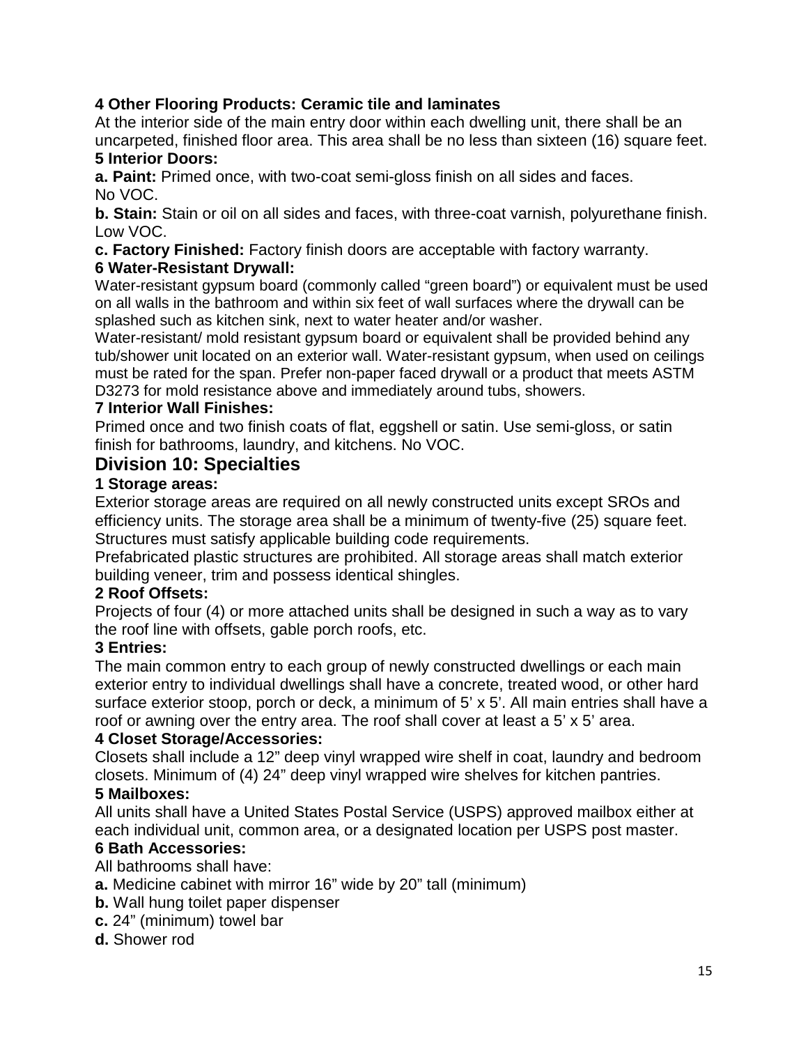**4 Other Flooring Products: Ceramic tile and laminates**

At the interior side of the main entry door within each dwelling unit, there shall be an uncarpeted, finished floor area. This area shall be no less than sixteen (16) square feet.

**5 Interior Doors:**

**a. Paint:** Primed once, with two-coat semi-gloss finish on all sides and faces. No VOC.

**b. Stain:** Stain or oil on all sides and faces, with three-coat varnish, polyurethane finish. Low VOC.

**c. Factory Finished:** Factory finish doors are acceptable with factory warranty.

**6 Water-Resistant Drywall:**

Water-resistant gypsum board (commonly called "green board") or equivalent must be used on all walls in the bathroom and within six feet of wall surfaces where the drywall can be splashed such as kitchen sink, next to water heater and/or washer.

Water-resistant/ mold resistant gypsum board or equivalent shall be provided behind any tub/shower unit located on an exterior wall. Water-resistant gypsum, when used on ceilings must be rated for the span. Prefer non-paper faced drywall or a product that meets ASTM D3273 for mold resistance above and immediately around tubs, showers.

**7 Interior Wall Finishes:**

Primed once and two finish coats of flat, eggshell or satin. Use semi-gloss, or satin finish for bathrooms, laundry, and kitchens. No VOC.

## Division 10: Specialties

**1 Storage areas:**

Exterior storage areas are required on all newly constructed units except SROs and efficiency units. The storage area shall be a minimum of twenty-five (25) square feet. Structures must satisfy applicable building code requirements.

Prefabricated plastic structures are prohibited. All storage areas shall match exterior building veneer, trim and possess identical shingles.

**2 Roof Offsets:**

Projects of four (4) or more attached units shall be designed in such a way as to vary the roof line with offsets, gable porch roofs, etc.

**3 Entries:**

The main common entry to each group of newly constructed dwellings or each main exterior entry to individual dwellings shall have a concrete, treated wood, or other hard surface exterior stoop, porch or deck, a minimum of 5' x 5'. All main entries shall have a roof or awning over the entry area. The roof shall cover at least a 5' x 5' area.

**4 Closet Storage/Accessories:**

Closets shall include a 12" deep vinyl wrapped wire shelf in coat, laundry and bedroom closets. Minimum of (4) 24" deep vinyl wrapped wire shelves for kitchen pantries.

**5 Mailboxes:**

All units shall have a United States Postal Service (USPS) approved mailbox either at each individual unit, common area, or a designated location per USPS post master.

**6 Bath Accessories:**

All bathrooms shall have:

**a.** Medicine cabinet with mirror 16" wide by 20" tall (minimum)

**b.** Wall hung toilet paper dispenser

**c.** 24" (minimum) towel bar

**d.** Shower rod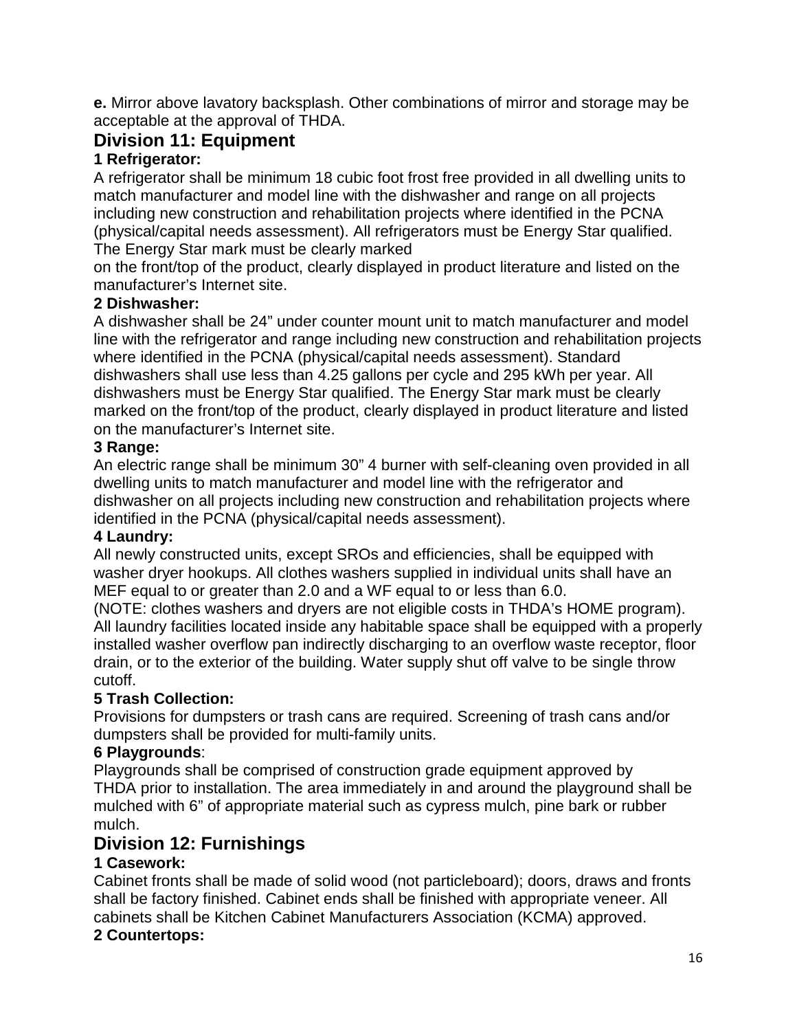**e.** Mirror above lavatory backsplash. Other combinations of mirror and storage may be acceptable at the approval of THDA.

## Division 11: Equipment

### 1 Refrigerator:

A refrigerator shall be minimum 18 cubic foot frost free provided in all dwelling units to match manufacturer and model line with the dishwasher and range on all projects including new construction and rehabilitation projects where identified in the PCNA (physical/capital needs assessment). All refrigerators must be Energy Star qualified. The Energy Star mark must be clearly marked on the front/top of the product, clearly displayed in product literature and listed on the manufacturer's Internet site.

### 2 Dishwasher:

A dishwasher shall be 24" under counter mount unit to match manufacturer and model line with the refrigerator and range including new construction and rehabilitation projects where identified in the PCNA (physical/capital needs assessment). Standard dishwashers shall use less than 4.25 gallons per cycle and 295 kWh per year. All dishwashers must be Energy Star qualified. The Energy Star mark must be clearly marked on the front/top of the product, clearly displayed in product literature and listed on the manufacturer's Internet site.

### 3 Range:

An electric range shall be minimum 30" 4 burner with self-cleaning oven provided in all dwelling units to match manufacturer and model line with the refrigerator and dishwasher on all projects including new construction and rehabilitation projects where identified in the PCNA (physical/capital needs assessment).

### 4 Laundry:

All newly constructed units, except SROs and efficiencies, shall be equipped with washer dryer hookups. All clothes washers supplied in individual units shall have an MEF equal to or greater than 2.0 and a WF equal to or less than 6.0.
(NOTE: clothes washers and dryers are not eligible costs in THDA's HOME program). All laundry facilities located inside any habitable space shall be equipped with a properly installed washer overflow pan indirectly discharging to an overflow waste receptor, floor drain, or to the exterior of the building. Water supply shut off valve to be single throw cutoff.

### 5 Trash Collection:

Provisions for dumpsters or trash cans are required. Screening of trash cans and/or dumpsters shall be provided for multi-family units.

### 6 Playgrounds:

Playgrounds shall be comprised of construction grade equipment approved by THDA prior to installation. The area immediately in and around the playground shall be mulched with 6" of appropriate material such as cypress mulch, pine bark or rubber mulch.

## Division 12: Furnishings

### 1 Casework:

Cabinet fronts shall be made of solid wood (not particleboard); doors, draws and fronts shall be factory finished. Cabinet ends shall be finished with appropriate veneer. All cabinets shall be Kitchen Cabinet Manufacturers Association (KCMA) approved.

### 2 Countertops: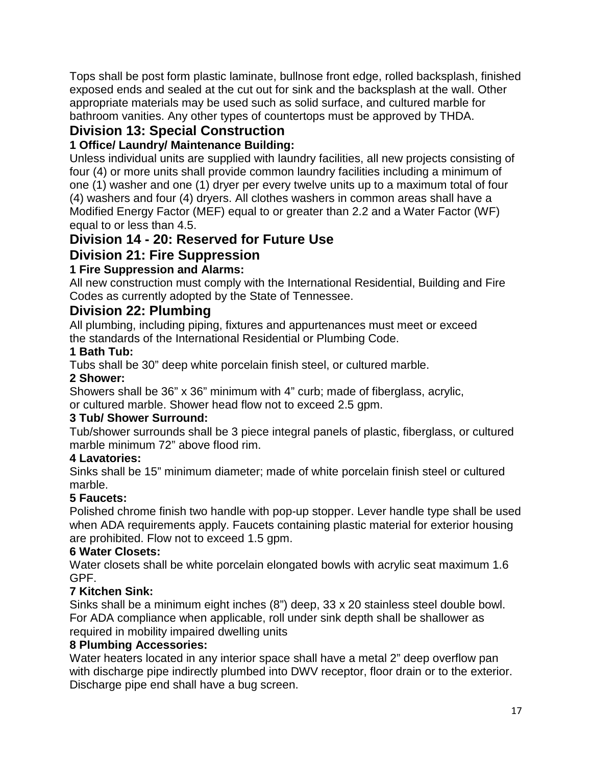Tops shall be post form plastic laminate, bullnose front edge, rolled backsplash, finished exposed ends and sealed at the cut out for sink and the backsplash at the wall. Other appropriate materials may be used such as solid surface, and cultured marble for bathroom vanities. Any other types of countertops must be approved by THDA.

## Division 13: Special Construction

### 1 Office/ Laundry/ Maintenance Building:

Unless individual units are supplied with laundry facilities, all new projects consisting of four (4) or more units shall provide common laundry facilities including a minimum of one (1) washer and one (1) dryer per every twelve units up to a maximum total of four (4) washers and four (4) dryers. All clothes washers in common areas shall have a Modified Energy Factor (MEF) equal to or greater than 2.2 and a Water Factor (WF) equal to or less than 4.5.

## Division 14 - 20: Reserved for Future Use

## Division 21: Fire Suppression

### 1 Fire Suppression and Alarms:

All new construction must comply with the International Residential, Building and Fire Codes as currently adopted by the State of Tennessee.

## Division 22: Plumbing

All plumbing, including piping, fixtures and appurtenances must meet or exceed the standards of the International Residential or Plumbing Code.

### 1 Bath Tub:

Tubs shall be 30" deep white porcelain finish steel, or cultured marble.

### 2 Shower:

Showers shall be 36" x 36" minimum with 4" curb; made of fiberglass, acrylic, or cultured marble. Shower head flow not to exceed 2.5 gpm.

### 3 Tub/ Shower Surround:

Tub/shower surrounds shall be 3 piece integral panels of plastic, fiberglass, or cultured marble minimum 72" above flood rim.

### 4 Lavatories:

Sinks shall be 15" minimum diameter; made of white porcelain finish steel or cultured marble.

### 5 Faucets:

Polished chrome finish two handle with pop-up stopper. Lever handle type shall be used when ADA requirements apply. Faucets containing plastic material for exterior housing are prohibited. Flow not to exceed 1.5 gpm.

### 6 Water Closets:

Water closets shall be white porcelain elongated bowls with acrylic seat maximum 1.6 GPF.

### 7 Kitchen Sink:

Sinks shall be a minimum eight inches (8") deep, 33 x 20 stainless steel double bowl. For ADA compliance when applicable, roll under sink depth shall be shallower as required in mobility impaired dwelling units

### 8 Plumbing Accessories:

Water heaters located in any interior space shall have a metal 2" deep overflow pan with discharge pipe indirectly plumbed into DWV receptor, floor drain or to the exterior. Discharge pipe end shall have a bug screen.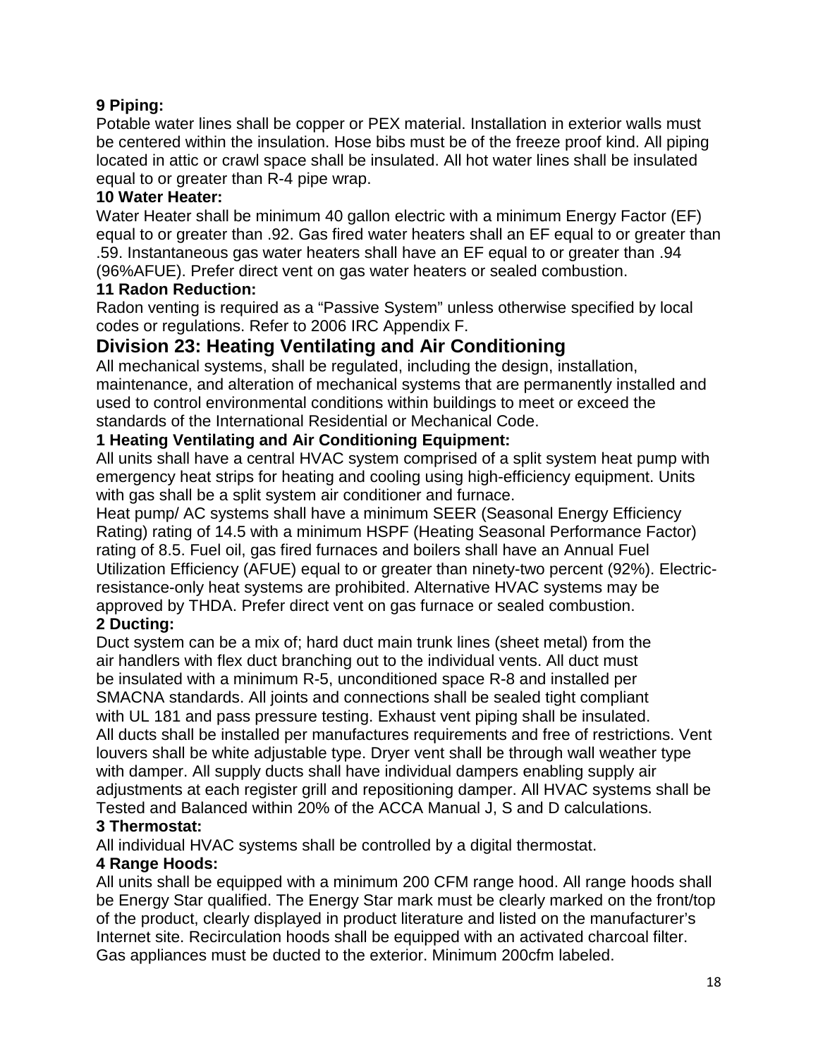**9 Piping:**

Potable water lines shall be copper or PEX material. Installation in exterior walls must be centered within the insulation. Hose bibs must be of the freeze proof kind. All piping located in attic or crawl space shall be insulated. All hot water lines shall be insulated equal to or greater than R-4 pipe wrap.

**10 Water Heater:**

Water Heater shall be minimum 40 gallon electric with a minimum Energy Factor (EF) equal to or greater than .92. Gas fired water heaters shall an EF equal to or greater than .59. Instantaneous gas water heaters shall have an EF equal to or greater than .94 (96%AFUE). Prefer direct vent on gas water heaters or sealed combustion.

**11 Radon Reduction:**

Radon venting is required as a "Passive System" unless otherwise specified by local codes or regulations. Refer to 2006 IRC Appendix F.

## Division 23: Heating Ventilating and Air Conditioning

All mechanical systems, shall be regulated, including the design, installation, maintenance, and alteration of mechanical systems that are permanently installed and used to control environmental conditions within buildings to meet or exceed the standards of the International Residential or Mechanical Code.

**1 Heating Ventilating and Air Conditioning Equipment:**

All units shall have a central HVAC system comprised of a split system heat pump with emergency heat strips for heating and cooling using high-efficiency equipment. Units with gas shall be a split system air conditioner and furnace.

Heat pump/ AC systems shall have a minimum SEER (Seasonal Energy Efficiency Rating) rating of 14.5 with a minimum HSPF (Heating Seasonal Performance Factor) rating of 8.5. Fuel oil, gas fired furnaces and boilers shall have an Annual Fuel Utilization Efficiency (AFUE) equal to or greater than ninety-two percent (92%). Electric-resistance-only heat systems are prohibited. Alternative HVAC systems may be approved by THDA. Prefer direct vent on gas furnace or sealed combustion.

**2 Ducting:**

Duct system can be a mix of; hard duct main trunk lines (sheet metal) from the air handlers with flex duct branching out to the individual vents. All duct must be insulated with a minimum R-5, unconditioned space R-8 and installed per SMACNA standards. All joints and connections shall be sealed tight compliant with UL 181 and pass pressure testing. Exhaust vent piping shall be insulated. All ducts shall be installed per manufactures requirements and free of restrictions. Vent louvers shall be white adjustable type. Dryer vent shall be through wall weather type with damper. All supply ducts shall have individual dampers enabling supply air adjustments at each register grill and repositioning damper. All HVAC systems shall be Tested and Balanced within 20% of the ACCA Manual J, S and D calculations.

**3 Thermostat:**

All individual HVAC systems shall be controlled by a digital thermostat.

**4 Range Hoods:**

All units shall be equipped with a minimum 200 CFM range hood. All range hoods shall be Energy Star qualified. The Energy Star mark must be clearly marked on the front/top of the product, clearly displayed in product literature and listed on the manufacturer's Internet site. Recirculation hoods shall be equipped with an activated charcoal filter. Gas appliances must be ducted to the exterior. Minimum 200cfm labeled.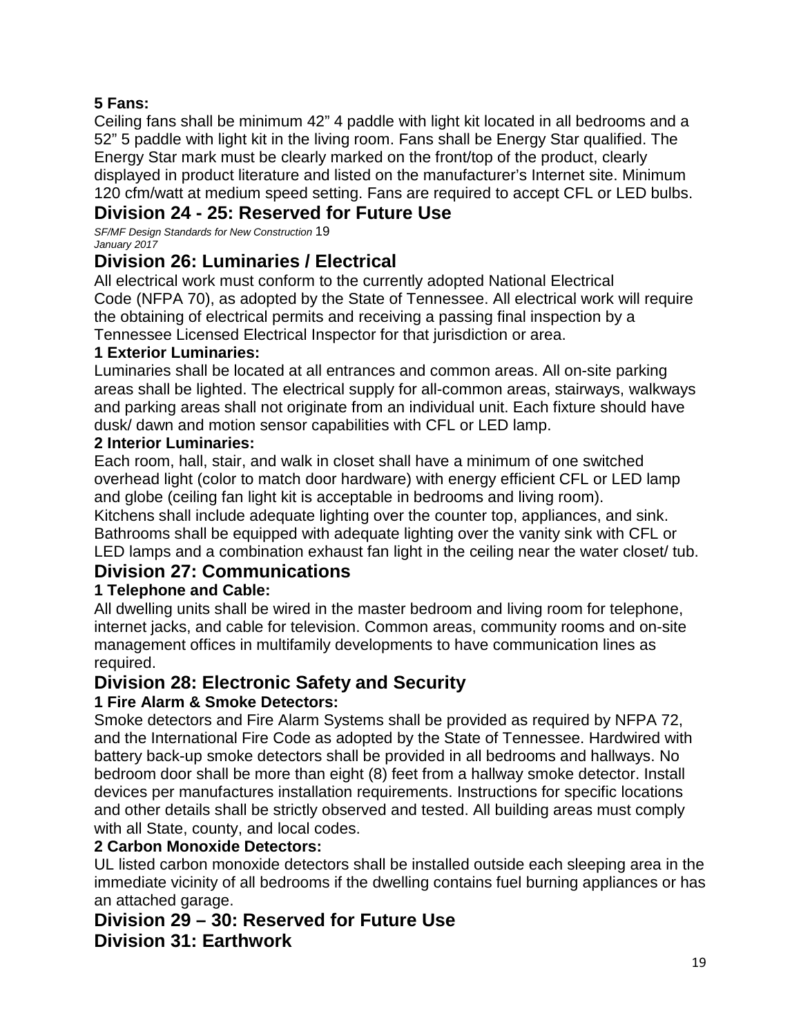**5 Fans:**

Ceiling fans shall be minimum 42" 4 paddle with light kit located in all bedrooms and a 52" 5 paddle with light kit in the living room. Fans shall be Energy Star qualified. The Energy Star mark must be clearly marked on the front/top of the product, clearly displayed in product literature and listed on the manufacturer's Internet site. Minimum 120 cfm/watt at medium speed setting. Fans are required to accept CFL or LED bulbs.

## Division 24 - 25: Reserved for Future Use

## Division 26: Luminaries / Electrical

All electrical work must conform to the currently adopted National Electrical Code (NFPA 70), as adopted by the State of Tennessee. All electrical work will require the obtaining of electrical permits and receiving a passing final inspection by a Tennessee Licensed Electrical Inspector for that jurisdiction or area.

**1 Exterior Luminaries:**

Luminaries shall be located at all entrances and common areas. All on-site parking areas shall be lighted. The electrical supply for all-common areas, stairways, walkways and parking areas shall not originate from an individual unit. Each fixture should have dusk/ dawn and motion sensor capabilities with CFL or LED lamp.

**2 Interior Luminaries:**

Each room, hall, stair, and walk in closet shall have a minimum of one switched overhead light (color to match door hardware) with energy efficient CFL or LED lamp and globe (ceiling fan light kit is acceptable in bedrooms and living room).

Kitchens shall include adequate lighting over the counter top, appliances, and sink. Bathrooms shall be equipped with adequate lighting over the vanity sink with CFL or LED lamps and a combination exhaust fan light in the ceiling near the water closet/ tub.

## Division 27: Communications

**1 Telephone and Cable:**

All dwelling units shall be wired in the master bedroom and living room for telephone, internet jacks, and cable for television. Common areas, community rooms and on-site management offices in multifamily developments to have communication lines as required.

## Division 28: Electronic Safety and Security

**1 Fire Alarm & Smoke Detectors:**

Smoke detectors and Fire Alarm Systems shall be provided as required by NFPA 72, and the International Fire Code as adopted by the State of Tennessee. Hardwired with battery back-up smoke detectors shall be provided in all bedrooms and hallways. No bedroom door shall be more than eight (8) feet from a hallway smoke detector. Install devices per manufactures installation requirements. Instructions for specific locations and other details shall be strictly observed and tested. All building areas must comply with all State, county, and local codes.

**2 Carbon Monoxide Detectors:**

UL listed carbon monoxide detectors shall be installed outside each sleeping area in the immediate vicinity of all bedrooms if the dwelling contains fuel burning appliances or has an attached garage.

## Division 29 – 30: Reserved for Future Use

## Division 31: Earthwork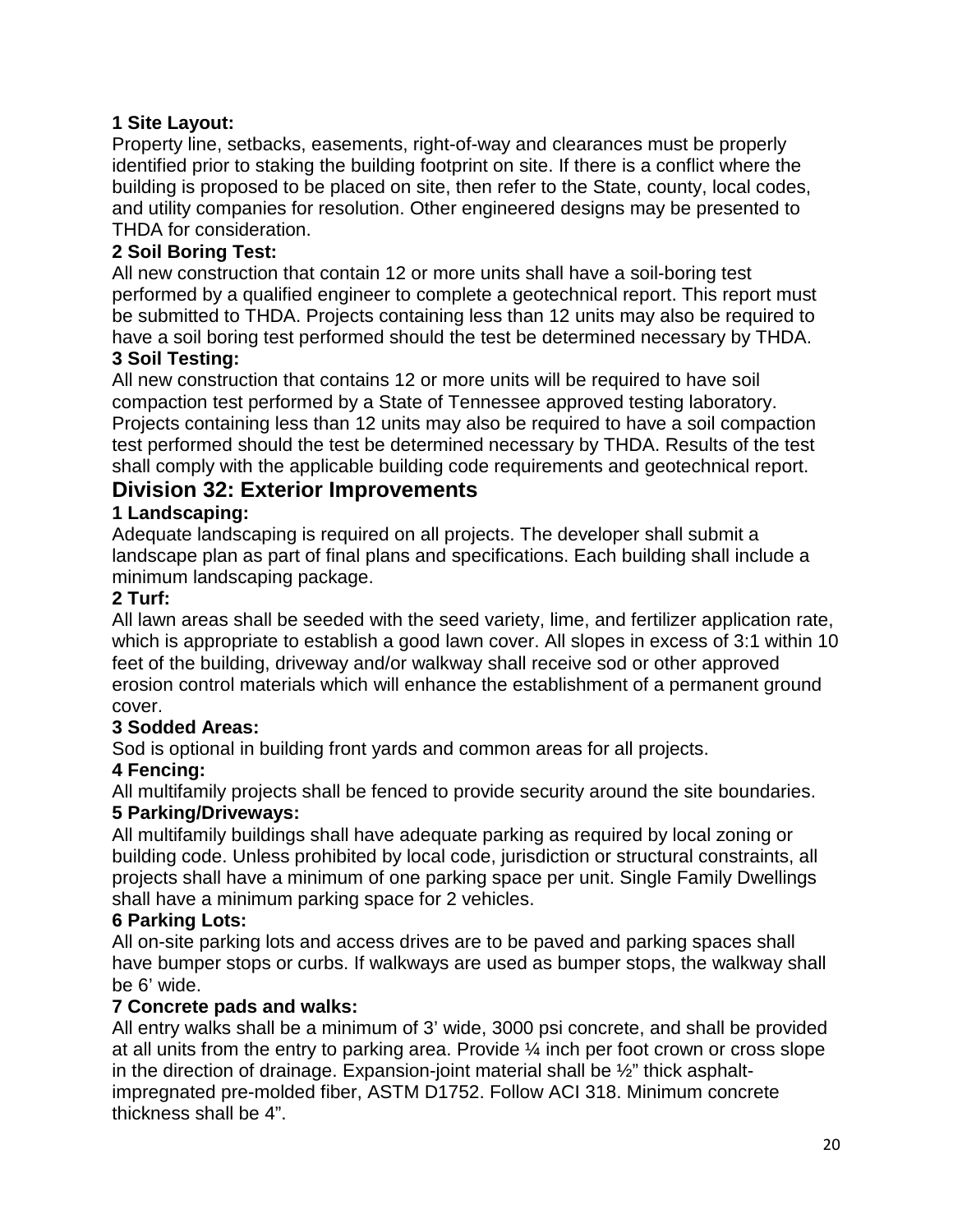**1 Site Layout:**

Property line, setbacks, easements, right-of-way and clearances must be properly identified prior to staking the building footprint on site. If there is a conflict where the building is proposed to be placed on site, then refer to the State, county, local codes, and utility companies for resolution. Other engineered designs may be presented to THDA for consideration.

**2 Soil Boring Test:**

All new construction that contain 12 or more units shall have a soil-boring test performed by a qualified engineer to complete a geotechnical report. This report must be submitted to THDA. Projects containing less than 12 units may also be required to have a soil boring test performed should the test be determined necessary by THDA.

**3 Soil Testing:**

All new construction that contains 12 or more units will be required to have soil compaction test performed by a State of Tennessee approved testing laboratory. Projects containing less than 12 units may also be required to have a soil compaction test performed should the test be determined necessary by THDA. Results of the test shall comply with the applicable building code requirements and geotechnical report.

## Division 32: Exterior Improvements

**1 Landscaping:**

Adequate landscaping is required on all projects. The developer shall submit a landscape plan as part of final plans and specifications. Each building shall include a minimum landscaping package.

**2 Turf:**

All lawn areas shall be seeded with the seed variety, lime, and fertilizer application rate, which is appropriate to establish a good lawn cover. All slopes in excess of 3:1 within 10 feet of the building, driveway and/or walkway shall receive sod or other approved erosion control materials which will enhance the establishment of a permanent ground cover.

**3 Sodded Areas:**

Sod is optional in building front yards and common areas for all projects.

**4 Fencing:**

All multifamily projects shall be fenced to provide security around the site boundaries.

**5 Parking/Driveways:**

All multifamily buildings shall have adequate parking as required by local zoning or building code. Unless prohibited by local code, jurisdiction or structural constraints, all projects shall have a minimum of one parking space per unit. Single Family Dwellings shall have a minimum parking space for 2 vehicles.

**6 Parking Lots:**

All on-site parking lots and access drives are to be paved and parking spaces shall have bumper stops or curbs. If walkways are used as bumper stops, the walkway shall be 6' wide.

**7 Concrete pads and walks:**

All entry walks shall be a minimum of 3' wide, 3000 psi concrete, and shall be provided at all units from the entry to parking area. Provide ¼ inch per foot crown or cross slope in the direction of drainage. Expansion-joint material shall be ½" thick asphalt-impregnated pre-molded fiber, ASTM D1752. Follow ACI 318. Minimum concrete thickness shall be 4".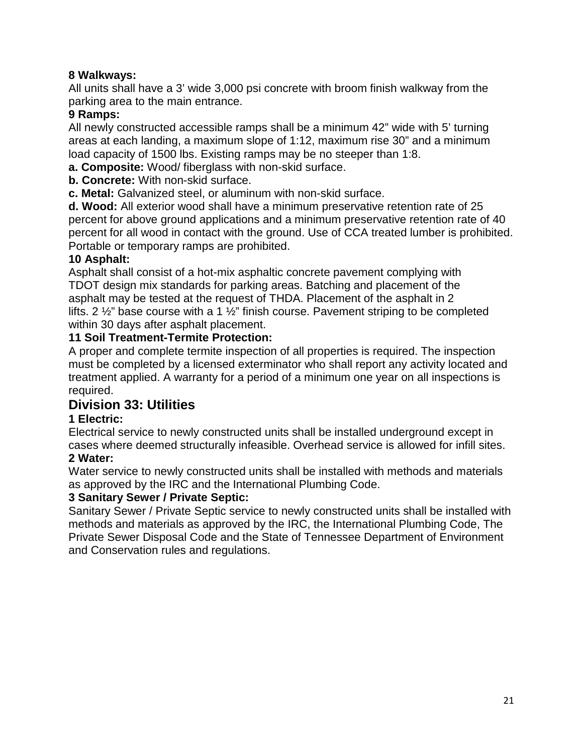**8 Walkways:**
All units shall have a 3' wide 3,000 psi concrete with broom finish walkway from the parking area to the main entrance.

**9 Ramps:**
All newly constructed accessible ramps shall be a minimum 42" wide with 5' turning areas at each landing, a maximum slope of 1:12, maximum rise 30" and a minimum load capacity of 1500 lbs. Existing ramps may be no steeper than 1:8.

**a. Composite:** Wood/ fiberglass with non-skid surface.

**b. Concrete:** With non-skid surface.

**c. Metal:** Galvanized steel, or aluminum with non-skid surface.

**d. Wood:** All exterior wood shall have a minimum preservative retention rate of 25 percent for above ground applications and a minimum preservative retention rate of 40 percent for all wood in contact with the ground. Use of CCA treated lumber is prohibited. Portable or temporary ramps are prohibited.

**10 Asphalt:**
Asphalt shall consist of a hot-mix asphaltic concrete pavement complying with TDOT design mix standards for parking areas. Batching and placement of the asphalt may be tested at the request of THDA. Placement of the asphalt in 2 lifts. 2 ½" base course with a 1 ½" finish course. Pavement striping to be completed within 30 days after asphalt placement.

**11 Soil Treatment-Termite Protection:**
A proper and complete termite inspection of all properties is required. The inspection must be completed by a licensed exterminator who shall report any activity located and treatment applied. A warranty for a period of a minimum one year on all inspections is required.

## Division 33: Utilities

**1 Electric:**
Electrical service to newly constructed units shall be installed underground except in cases where deemed structurally infeasible. Overhead service is allowed for infill sites.

**2 Water:**
Water service to newly constructed units shall be installed with methods and materials as approved by the IRC and the International Plumbing Code.

**3 Sanitary Sewer / Private Septic:**
Sanitary Sewer / Private Septic service to newly constructed units shall be installed with methods and materials as approved by the IRC, the International Plumbing Code, The Private Sewer Disposal Code and the State of Tennessee Department of Environment and Conservation rules and regulations.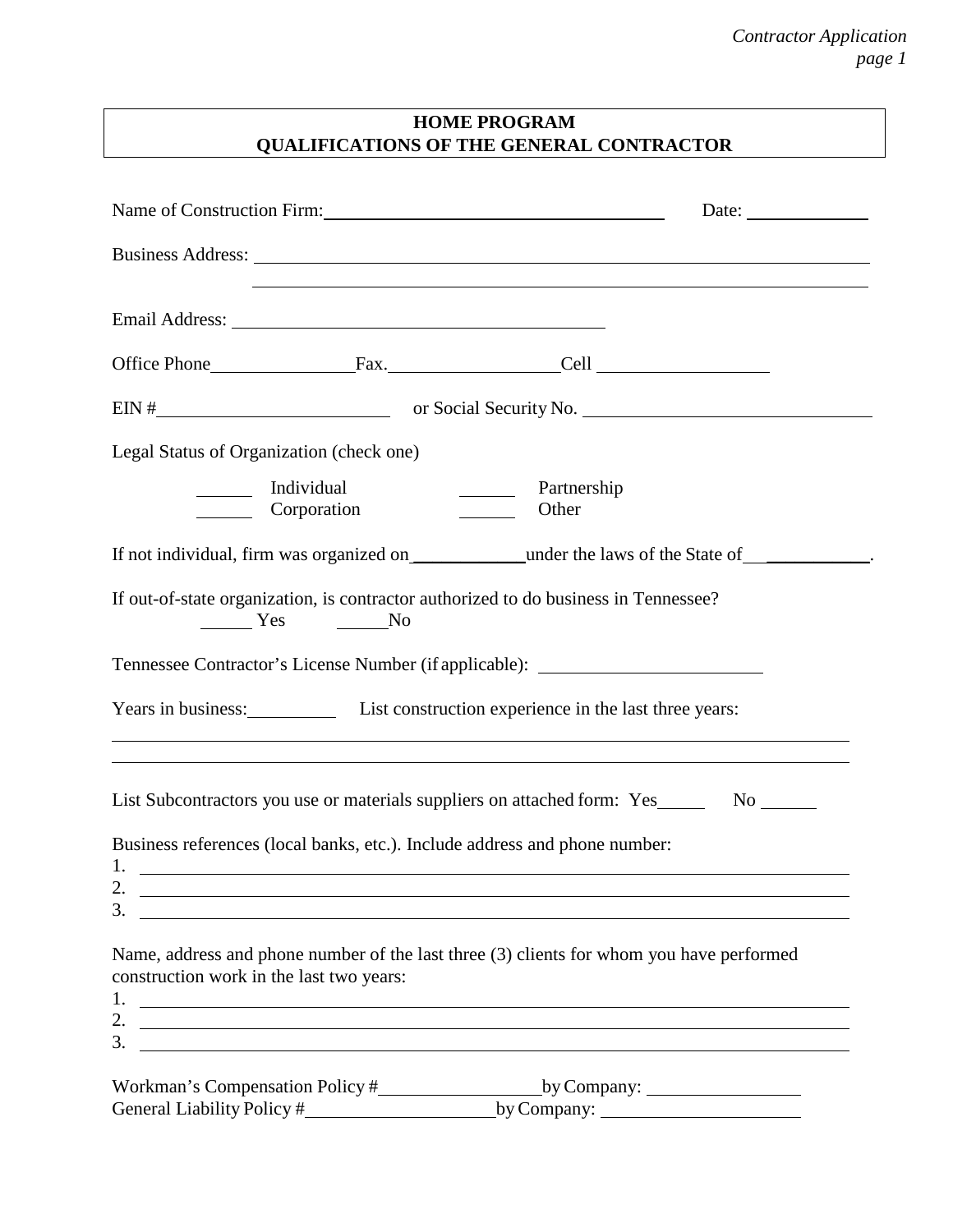## HOME PROGRAM
## QUALIFICATIONS OF THE GENERAL CONTRACTOR

Name of Construction Firm: ____________________________________ Date: ____________

Business Address: ______________________________________________________________

______________________________________________________________

Email Address: ________________________________________

Office Phone ______________ Fax. ________________ Cell ________________

EIN # ______________________ or Social Security No. ____________________________

Legal Status of Organization (check one)

_____ Individual _____ Partnership
_____ Corporation _____ Other

If not individual, firm was organized on ___________ under the laws of the State of ___________.

If out-of-state organization, is contractor authorized to do business in Tennessee?
_____ Yes _____ No

Tennessee Contractor's License Number (if applicable): ______________________

Years in business: _________ List construction experience in the last three years:

______________________________________________________________

______________________________________________________________

List Subcontractors you use or materials suppliers on attached form: Yes_____ No _____

Business references (local banks, etc.). Include address and phone number:

1. ______________________________________________________________
2. ______________________________________________________________
3. ______________________________________________________________

Name, address and phone number of the last three (3) clients for whom you have performed construction work in the last two years:

1. ______________________________________________________________
2. ______________________________________________________________
3. ______________________________________________________________

Workman's Compensation Policy # ________________ by Company: ________________
General Liability Policy # __________________ by Company: ____________________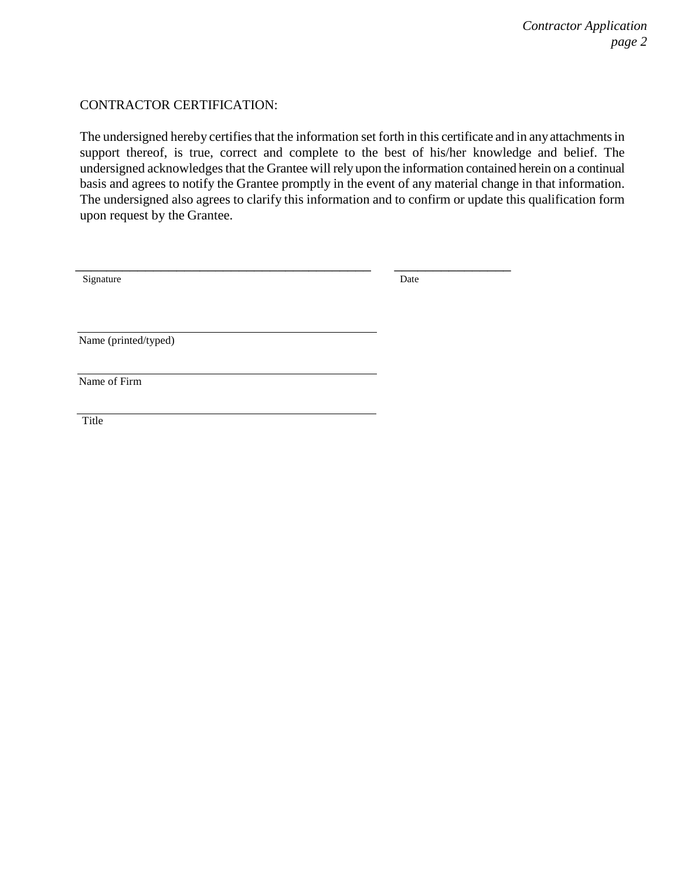CONTRACTOR CERTIFICATION:

The undersigned hereby certifies that the information set forth in this certificate and in any attachments in support thereof, is true, correct and complete to the best of his/her knowledge and belief. The undersigned acknowledges that the Grantee will rely upon the information contained herein on a continual basis and agrees to notify the Grantee promptly in the event of any material change in that information. The undersigned also agrees to clarify this information and to confirm or update this qualification form upon request by the Grantee.

\_\_\_\_\_\_\_\_\_\_\_\_\_\_\_\_\_\_\_\_\_\_\_\_\_\_\_\_\_\_\_\_\_\_\_\_\_\_\_\_ \_\_\_\_\_\_\_\_\_\_\_\_\_\_\_\_\_\_

Signature Date

\_\_\_\_\_\_\_\_\_\_\_\_\_\_\_\_\_\_\_\_\_\_\_\_\_\_\_\_\_\_\_\_\_\_\_\_\_\_\_\_

Name (printed/typed)

\_\_\_\_\_\_\_\_\_\_\_\_\_\_\_\_\_\_\_\_\_\_\_\_\_\_\_\_\_\_\_\_\_\_\_\_\_\_\_\_

Name of Firm

\_\_\_\_\_\_\_\_\_\_\_\_\_\_\_\_\_\_\_\_\_\_\_\_\_\_\_\_\_\_\_\_\_\_\_\_\_\_\_\_

Title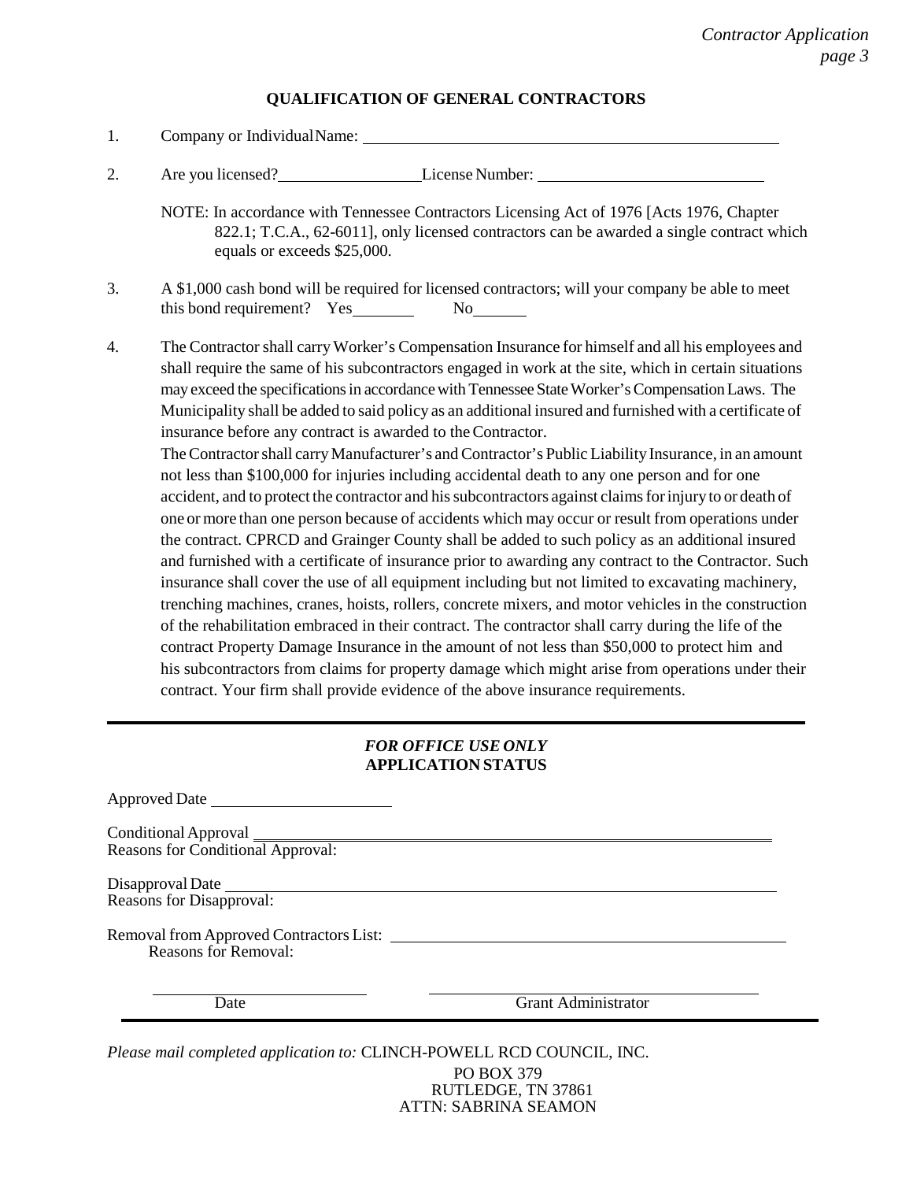## QUALIFICATION OF GENERAL CONTRACTORS

1. Company or Individual Name: ______________________________

2. Are you licensed? ______________ License Number: ______________________

   NOTE: In accordance with Tennessee Contractors Licensing Act of 1976 [Acts 1976, Chapter 822.1; T.C.A., 62-6011], only licensed contractors can be awarded a single contract which equals or exceeds $25,000.

3. A $1,000 cash bond will be required for licensed contractors; will your company be able to meet this bond requirement? Yes ________ No ________

4. The Contractor shall carry Worker's Compensation Insurance for himself and all his employees and shall require the same of his subcontractors engaged in work at the site, which in certain situations may exceed the specifications in accordance with Tennessee State Worker's Compensation Laws. The Municipality shall be added to said policy as an additional insured and furnished with a certificate of insurance before any contract is awarded to the Contractor.

   The Contractor shall carry Manufacturer's and Contractor's Public Liability Insurance, in an amount not less than $100,000 for injuries including accidental death to any one person and for one accident, and to protect the contractor and his subcontractors against claims for injury to or death of one or more than one person because of accidents which may occur or result from operations under the contract. CPRCD and Grainger County shall be added to such policy as an additional insured and furnished with a certificate of insurance prior to awarding any contract to the Contractor. Such insurance shall cover the use of all equipment including but not limited to excavating machinery, trenching machines, cranes, hoists, rollers, concrete mixers, and motor vehicles in the construction of the rehabilitation embraced in their contract. The contractor shall carry during the life of the contract Property Damage Insurance in the amount of not less than $50,000 to protect him and his subcontractors from claims for property damage which might arise from operations under their contract. Your firm shall provide evidence of the above insurance requirements.

---

***FOR OFFICE USE ONLY***
**APPLICATION STATUS**

Approved Date ______________________

Conditional Approval ______________________________
Reasons for Conditional Approval:

Disapproval Date ______________________________
Reasons for Disapproval:

Removal from Approved Contractors List: ______________________________
Reasons for Removal:

______________________ ______________________
Date Grant Administrator

---

*Please mail completed application to:* CLINCH-POWELL RCD COUNCIL, INC.
PO BOX 379
RUTLEDGE, TN 37861
ATTN: SABRINA SEAMON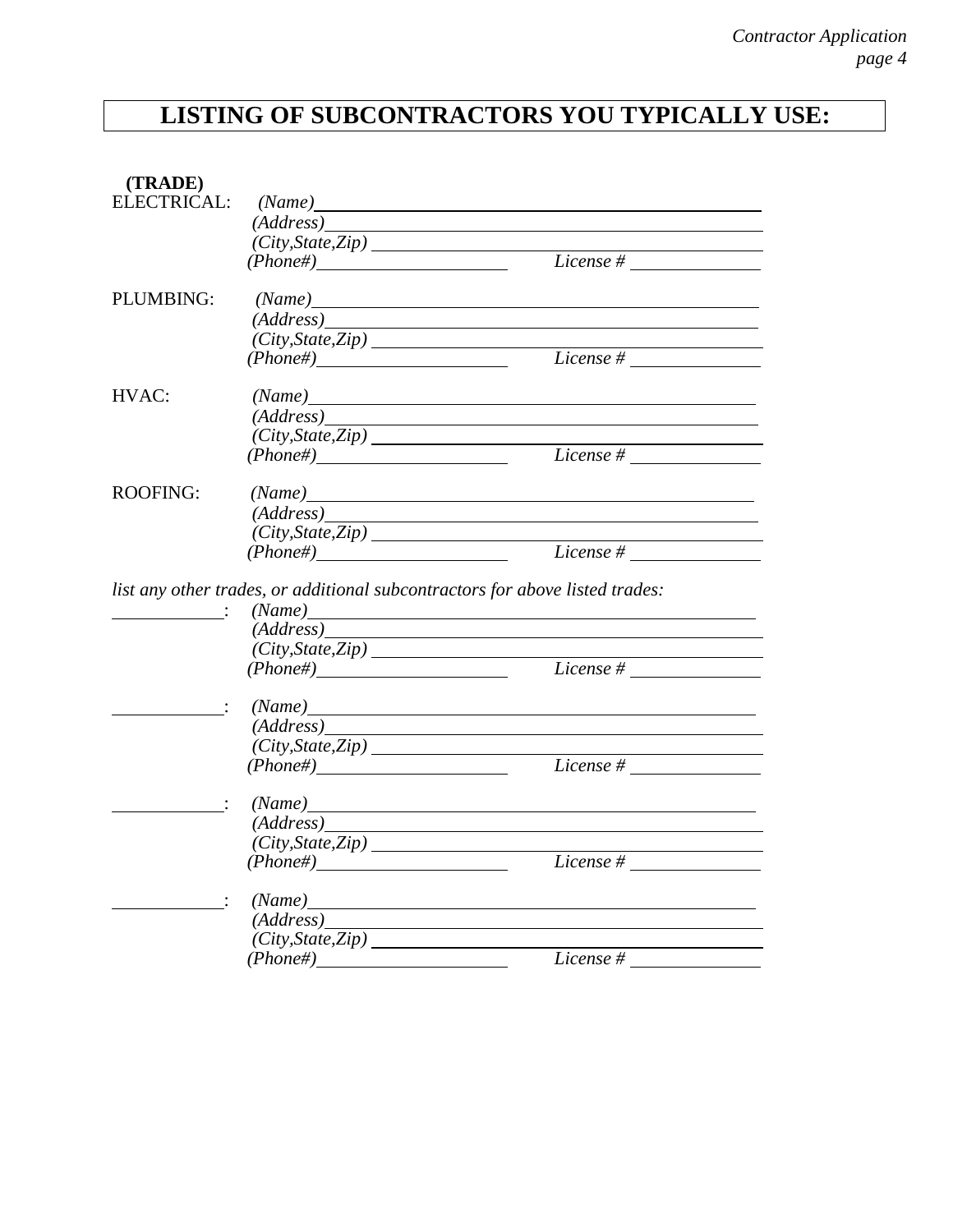# LISTING OF SUBCONTRACTORS YOU TYPICALLY USE:

**(TRADE)**

ELECTRICAL: *(Name)*\_\_\_\_\_\_\_\_\_\_\_\_\_\_\_\_\_\_\_\_\_\_\_\_\_\_\_\_\_\_\_\_\_\_\_\_\_\_\_\_
*(Address)*\_\_\_\_\_\_\_\_\_\_\_\_\_\_\_\_\_\_\_\_\_\_\_\_\_\_\_\_\_\_\_\_\_\_\_\_\_\_\_\_
*(City,State,Zip)* \_\_\_\_\_\_\_\_\_\_\_\_\_\_\_\_\_\_\_\_\_\_\_\_\_\_\_\_\_\_\_\_\_\_\_\_
*(Phone#)*\_\_\_\_\_\_\_\_\_\_\_\_\_\_\_\_\_\_\_\_ *License #* \_\_\_\_\_\_\_\_\_\_\_\_\_\_

PLUMBING: *(Name)*\_\_\_\_\_\_\_\_\_\_\_\_\_\_\_\_\_\_\_\_\_\_\_\_\_\_\_\_\_\_\_\_\_\_\_\_\_\_\_\_
*(Address)*\_\_\_\_\_\_\_\_\_\_\_\_\_\_\_\_\_\_\_\_\_\_\_\_\_\_\_\_\_\_\_\_\_\_\_\_\_\_\_\_
*(City,State,Zip)* \_\_\_\_\_\_\_\_\_\_\_\_\_\_\_\_\_\_\_\_\_\_\_\_\_\_\_\_\_\_\_\_\_\_\_\_
*(Phone#)*\_\_\_\_\_\_\_\_\_\_\_\_\_\_\_\_\_\_\_\_ *License #* \_\_\_\_\_\_\_\_\_\_\_\_\_\_

HVAC: *(Name)*\_\_\_\_\_\_\_\_\_\_\_\_\_\_\_\_\_\_\_\_\_\_\_\_\_\_\_\_\_\_\_\_\_\_\_\_\_\_\_\_
*(Address)*\_\_\_\_\_\_\_\_\_\_\_\_\_\_\_\_\_\_\_\_\_\_\_\_\_\_\_\_\_\_\_\_\_\_\_\_\_\_\_\_
*(City,State,Zip)* \_\_\_\_\_\_\_\_\_\_\_\_\_\_\_\_\_\_\_\_\_\_\_\_\_\_\_\_\_\_\_\_\_\_\_\_
*(Phone#)*\_\_\_\_\_\_\_\_\_\_\_\_\_\_\_\_\_\_\_\_ *License #* \_\_\_\_\_\_\_\_\_\_\_\_\_\_

ROOFING: *(Name)*\_\_\_\_\_\_\_\_\_\_\_\_\_\_\_\_\_\_\_\_\_\_\_\_\_\_\_\_\_\_\_\_\_\_\_\_\_\_\_\_
*(Address)*\_\_\_\_\_\_\_\_\_\_\_\_\_\_\_\_\_\_\_\_\_\_\_\_\_\_\_\_\_\_\_\_\_\_\_\_\_\_\_\_
*(City,State,Zip)* \_\_\_\_\_\_\_\_\_\_\_\_\_\_\_\_\_\_\_\_\_\_\_\_\_\_\_\_\_\_\_\_\_\_\_\_
*(Phone#)*\_\_\_\_\_\_\_\_\_\_\_\_\_\_\_\_\_\_\_\_ *License #* \_\_\_\_\_\_\_\_\_\_\_\_\_\_

*list any other trades, or additional subcontractors for above listed trades:*

\_\_\_\_\_\_\_\_\_\_\_\_: *(Name)*\_\_\_\_\_\_\_\_\_\_\_\_\_\_\_\_\_\_\_\_\_\_\_\_\_\_\_\_\_\_\_\_\_\_\_\_\_\_\_\_
*(Address)*\_\_\_\_\_\_\_\_\_\_\_\_\_\_\_\_\_\_\_\_\_\_\_\_\_\_\_\_\_\_\_\_\_\_\_\_\_\_\_\_
*(City,State,Zip)* \_\_\_\_\_\_\_\_\_\_\_\_\_\_\_\_\_\_\_\_\_\_\_\_\_\_\_\_\_\_\_\_\_\_\_\_
*(Phone#)*\_\_\_\_\_\_\_\_\_\_\_\_\_\_\_\_\_\_\_\_ *License #* \_\_\_\_\_\_\_\_\_\_\_\_\_\_

\_\_\_\_\_\_\_\_\_\_\_\_: *(Name)*\_\_\_\_\_\_\_\_\_\_\_\_\_\_\_\_\_\_\_\_\_\_\_\_\_\_\_\_\_\_\_\_\_\_\_\_\_\_\_\_
*(Address)*\_\_\_\_\_\_\_\_\_\_\_\_\_\_\_\_\_\_\_\_\_\_\_\_\_\_\_\_\_\_\_\_\_\_\_\_\_\_\_\_
*(City,State,Zip)* \_\_\_\_\_\_\_\_\_\_\_\_\_\_\_\_\_\_\_\_\_\_\_\_\_\_\_\_\_\_\_\_\_\_\_\_
*(Phone#)*\_\_\_\_\_\_\_\_\_\_\_\_\_\_\_\_\_\_\_\_ *License #* \_\_\_\_\_\_\_\_\_\_\_\_\_\_

\_\_\_\_\_\_\_\_\_\_\_\_: *(Name)*\_\_\_\_\_\_\_\_\_\_\_\_\_\_\_\_\_\_\_\_\_\_\_\_\_\_\_\_\_\_\_\_\_\_\_\_\_\_\_\_
*(Address)*\_\_\_\_\_\_\_\_\_\_\_\_\_\_\_\_\_\_\_\_\_\_\_\_\_\_\_\_\_\_\_\_\_\_\_\_\_\_\_\_
*(City,State,Zip)* \_\_\_\_\_\_\_\_\_\_\_\_\_\_\_\_\_\_\_\_\_\_\_\_\_\_\_\_\_\_\_\_\_\_\_\_
*(Phone#)*\_\_\_\_\_\_\_\_\_\_\_\_\_\_\_\_\_\_\_\_ *License #* \_\_\_\_\_\_\_\_\_\_\_\_\_\_

\_\_\_\_\_\_\_\_\_\_\_\_: *(Name)*\_\_\_\_\_\_\_\_\_\_\_\_\_\_\_\_\_\_\_\_\_\_\_\_\_\_\_\_\_\_\_\_\_\_\_\_\_\_\_\_
*(Address)*\_\_\_\_\_\_\_\_\_\_\_\_\_\_\_\_\_\_\_\_\_\_\_\_\_\_\_\_\_\_\_\_\_\_\_\_\_\_\_\_
*(City,State,Zip)* \_\_\_\_\_\_\_\_\_\_\_\_\_\_\_\_\_\_\_\_\_\_\_\_\_\_\_\_\_\_\_\_\_\_\_\_
*(Phone#)*\_\_\_\_\_\_\_\_\_\_\_\_\_\_\_\_\_\_\_\_ *License #* \_\_\_\_\_\_\_\_\_\_\_\_\_\_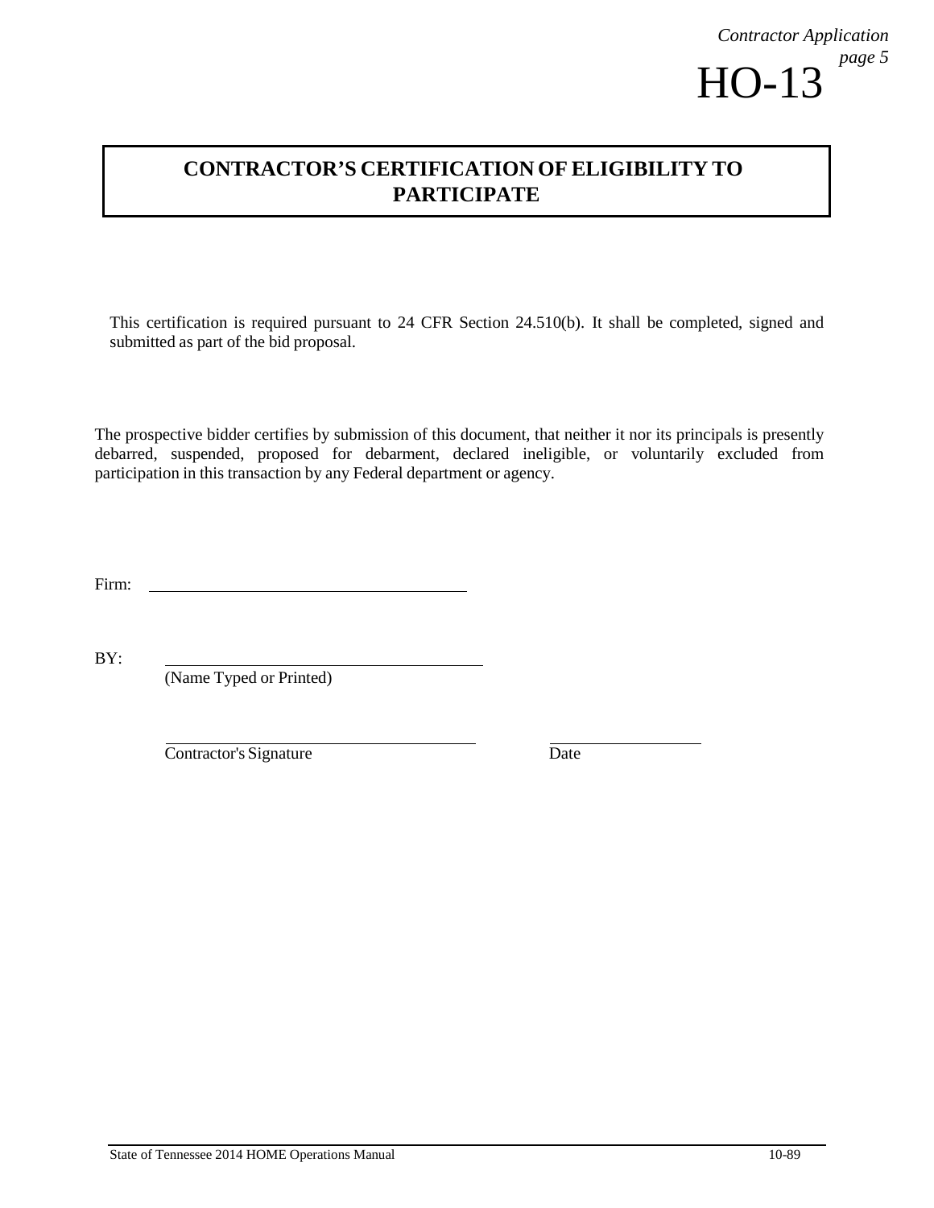*Contractor Application*
*page 5*

HO-13

# CONTRACTOR'S CERTIFICATION OF ELIGIBILITY TO PARTICIPATE

This certification is required pursuant to 24 CFR Section 24.510(b). It shall be completed, signed and submitted as part of the bid proposal.

The prospective bidder certifies by submission of this document, that neither it nor its principals is presently debarred, suspended, proposed for debarment, declared ineligible, or voluntarily excluded from participation in this transaction by any Federal department or agency.

Firm: ______________________________

BY: ______________________________
(Name Typed or Printed)

______________________________ ______________
Contractor's Signature Date